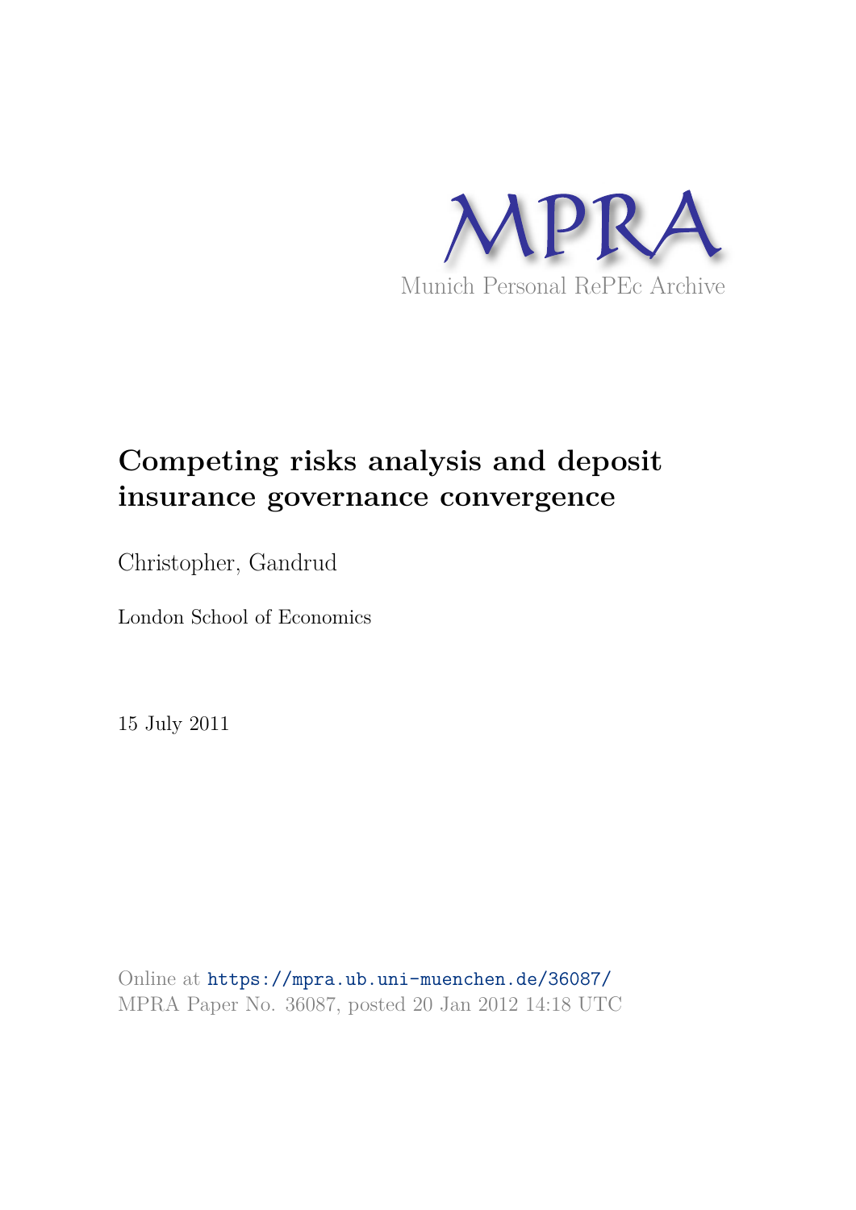MPRA

Munich Personal RePEc Archive

# Competing risks analysis and deposit insurance governance convergence

Christopher, Gandrud

London School of Economics

15 July 2011

Online at https://mpra.ub.uni-muenchen.de/36087/
MPRA Paper No. 36087, posted 20 Jan 2012 14:18 UTC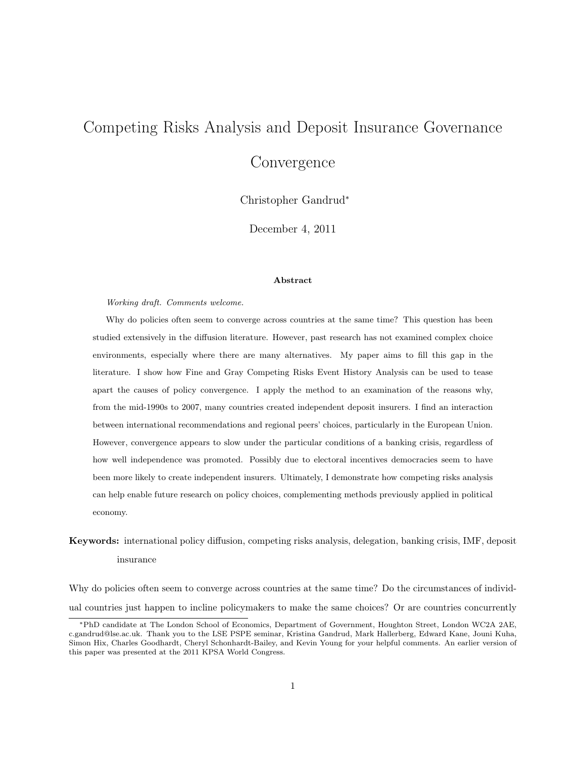# Competing Risks Analysis and Deposit Insurance Governance Convergence

Christopher Gandrud*

December 4, 2011

**Abstract**

*Working draft. Comments welcome.*

Why do policies often seem to converge across countries at the same time? This question has been studied extensively in the diffusion literature. However, past research has not examined complex choice environments, especially where there are many alternatives. My paper aims to fill this gap in the literature. I show how Fine and Gray Competing Risks Event History Analysis can be used to tease apart the causes of policy convergence. I apply the method to an examination of the reasons why, from the mid-1990s to 2007, many countries created independent deposit insurers. I find an interaction between international recommendations and regional peers' choices, particularly in the European Union. However, convergence appears to slow under the particular conditions of a banking crisis, regardless of how well independence was promoted. Possibly due to electoral incentives democracies seem to have been more likely to create independent insurers. Ultimately, I demonstrate how competing risks analysis can help enable future research on policy choices, complementing methods previously applied in political economy.

**Keywords:** international policy diffusion, competing risks analysis, delegation, banking crisis, IMF, deposit insurance

Why do policies often seem to converge across countries at the same time? Do the circumstances of individual countries just happen to incline policymakers to make the same choices? Or are countries concurrently

*PhD candidate at The London School of Economics, Department of Government, Houghton Street, London WC2A 2AE, c.gandrud@lse.ac.uk. Thank you to the LSE PSPE seminar, Kristina Gandrud, Mark Hallerberg, Edward Kane, Jouni Kuha, Simon Hix, Charles Goodhardt, Cheryl Schonhardt-Bailey, and Kevin Young for your helpful comments. An earlier version of this paper was presented at the 2011 KPSA World Congress.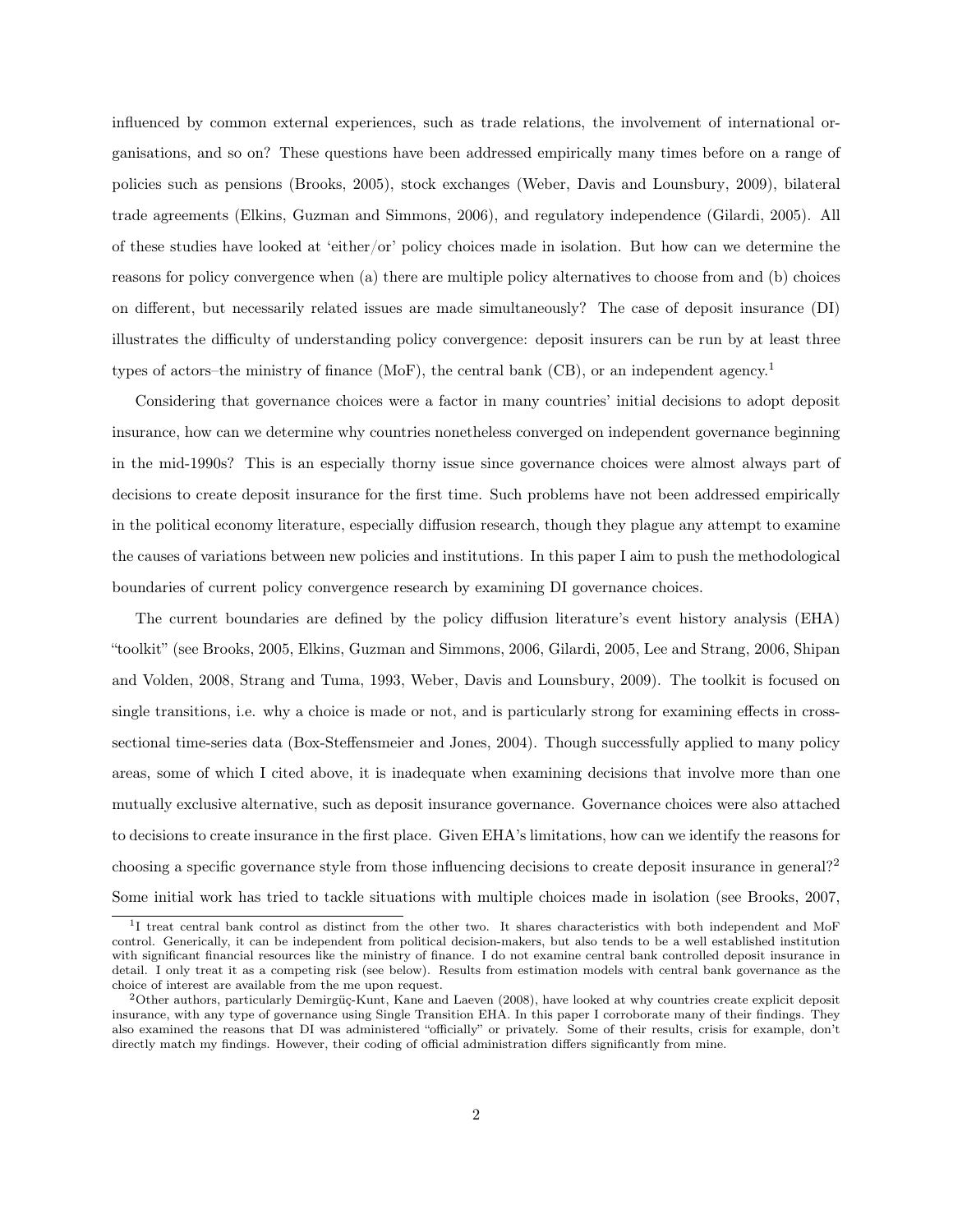influenced by common external experiences, such as trade relations, the involvement of international organisations, and so on? These questions have been addressed empirically many times before on a range of policies such as pensions (Brooks, 2005), stock exchanges (Weber, Davis and Lounsbury, 2009), bilateral trade agreements (Elkins, Guzman and Simmons, 2006), and regulatory independence (Gilardi, 2005). All of these studies have looked at 'either/or' policy choices made in isolation. But how can we determine the reasons for policy convergence when (a) there are multiple policy alternatives to choose from and (b) choices on different, but necessarily related issues are made simultaneously? The case of deposit insurance (DI) illustrates the difficulty of understanding policy convergence: deposit insurers can be run by at least three types of actors–the ministry of finance (MoF), the central bank (CB), or an independent agency.[1]

Considering that governance choices were a factor in many countries' initial decisions to adopt deposit insurance, how can we determine why countries nonetheless converged on independent governance beginning in the mid-1990s? This is an especially thorny issue since governance choices were almost always part of decisions to create deposit insurance for the first time. Such problems have not been addressed empirically in the political economy literature, especially diffusion research, though they plague any attempt to examine the causes of variations between new policies and institutions. In this paper I aim to push the methodological boundaries of current policy convergence research by examining DI governance choices.

The current boundaries are defined by the policy diffusion literature's event history analysis (EHA) "toolkit" (see Brooks, 2005, Elkins, Guzman and Simmons, 2006, Gilardi, 2005, Lee and Strang, 2006, Shipan and Volden, 2008, Strang and Tuma, 1993, Weber, Davis and Lounsbury, 2009). The toolkit is focused on single transitions, i.e. why a choice is made or not, and is particularly strong for examining effects in cross-sectional time-series data (Box-Steffensmeier and Jones, 2004). Though successfully applied to many policy areas, some of which I cited above, it is inadequate when examining decisions that involve more than one mutually exclusive alternative, such as deposit insurance governance. Governance choices were also attached to decisions to create insurance in the first place. Given EHA's limitations, how can we identify the reasons for choosing a specific governance style from those influencing decisions to create deposit insurance in general?[2] Some initial work has tried to tackle situations with multiple choices made in isolation (see Brooks, 2007,

[1] I treat central bank control as distinct from the other two. It shares characteristics with both independent and MoF control. Generically, it can be independent from political decision-makers, but also tends to be a well established institution with significant financial resources like the ministry of finance. I do not examine central bank controlled deposit insurance in detail. I only treat it as a competing risk (see below). Results from estimation models with central bank governance as the choice of interest are available from the me upon request.

[2] Other authors, particularly Demirgüç-Kunt, Kane and Laeven (2008), have looked at why countries create explicit deposit insurance, with any type of governance using Single Transition EHA. In this paper I corroborate many of their findings. They also examined the reasons that DI was administered "officially" or privately. Some of their results, crisis for example, don't directly match my findings. However, their coding of official administration differs significantly from mine.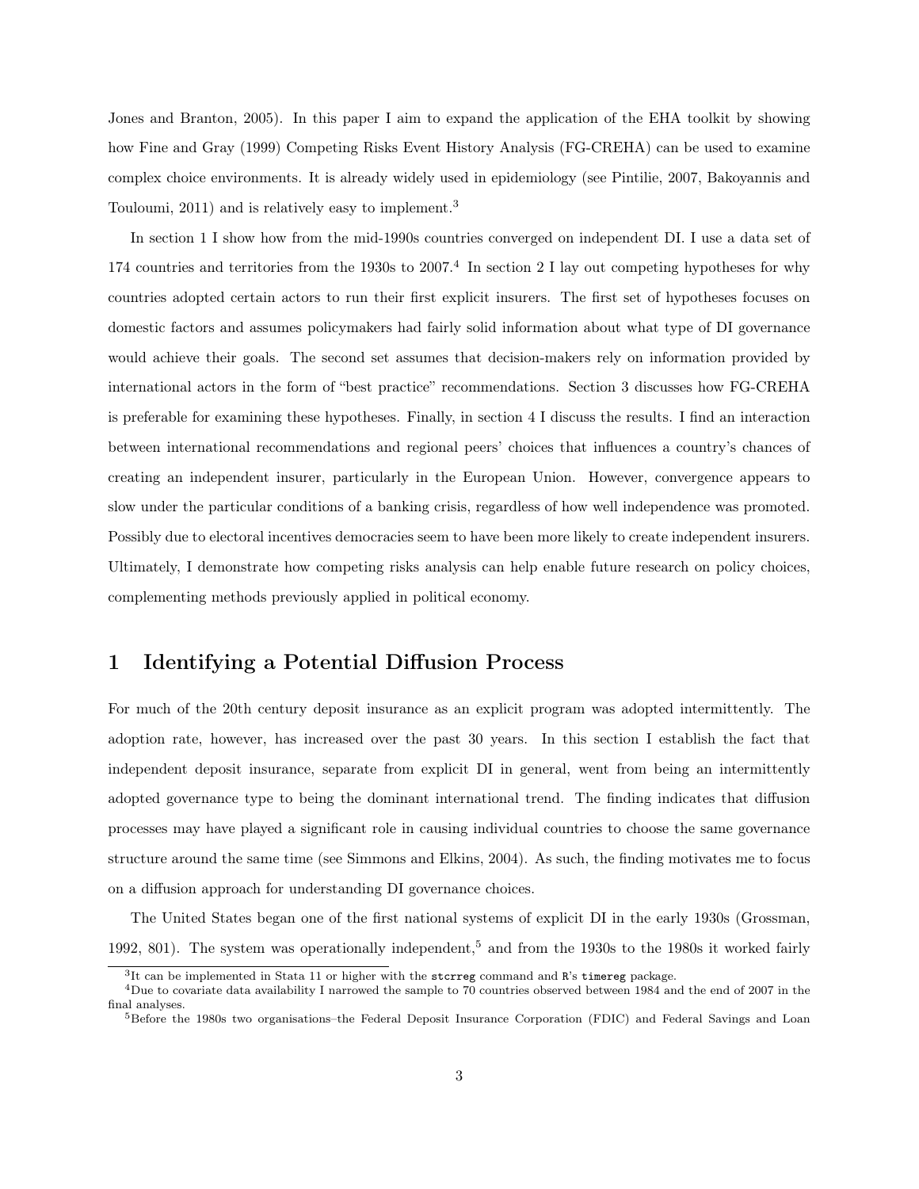Jones and Branton, 2005). In this paper I aim to expand the application of the EHA toolkit by showing how Fine and Gray (1999) Competing Risks Event History Analysis (FG-CREHA) can be used to examine complex choice environments. It is already widely used in epidemiology (see Pintilie, 2007, Bakoyannis and Touloumi, 2011) and is relatively easy to implement.[3]

In section 1 I show how from the mid-1990s countries converged on independent DI. I use a data set of 174 countries and territories from the 1930s to 2007.[4] In section 2 I lay out competing hypotheses for why countries adopted certain actors to run their first explicit insurers. The first set of hypotheses focuses on domestic factors and assumes policymakers had fairly solid information about what type of DI governance would achieve their goals. The second set assumes that decision-makers rely on information provided by international actors in the form of "best practice" recommendations. Section 3 discusses how FG-CREHA is preferable for examining these hypotheses. Finally, in section 4 I discuss the results. I find an interaction between international recommendations and regional peers' choices that influences a country's chances of creating an independent insurer, particularly in the European Union. However, convergence appears to slow under the particular conditions of a banking crisis, regardless of how well independence was promoted. Possibly due to electoral incentives democracies seem to have been more likely to create independent insurers. Ultimately, I demonstrate how competing risks analysis can help enable future research on policy choices, complementing methods previously applied in political economy.

# 1 Identifying a Potential Diffusion Process

For much of the 20th century deposit insurance as an explicit program was adopted intermittently. The adoption rate, however, has increased over the past 30 years. In this section I establish the fact that independent deposit insurance, separate from explicit DI in general, went from being an intermittently adopted governance type to being the dominant international trend. The finding indicates that diffusion processes may have played a significant role in causing individual countries to choose the same governance structure around the same time (see Simmons and Elkins, 2004). As such, the finding motivates me to focus on a diffusion approach for understanding DI governance choices.

The United States began one of the first national systems of explicit DI in the early 1930s (Grossman, 1992, 801). The system was operationally independent,[5] and from the 1930s to the 1980s it worked fairly

[3] It can be implemented in Stata 11 or higher with the `stcrreg` command and `R`'s `timereg` package.

[4] Due to covariate data availability I narrowed the sample to 70 countries observed between 1984 and the end of 2007 in the final analyses.

[5] Before the 1980s two organisations–the Federal Deposit Insurance Corporation (FDIC) and Federal Savings and Loan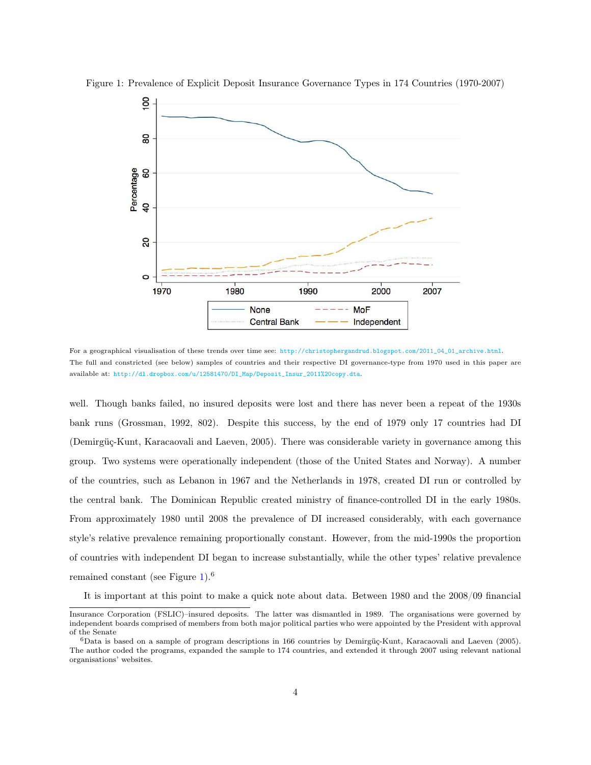Figure 1: Prevalence of Explicit Deposit Insurance Governance Types in 174 Countries (1970-2007)

For a geographical visualisation of these trends over time see: http://christophergandrud.blogspot.com/2011_04_01_archive.html. The full and constricted (see below) samples of countries and their respective DI governance-type from 1970 used in this paper are available at: http://dl.dropbox.com/u/12581470/DI_Map/Deposit_Insur_2011%20copy.dta.

well. Though banks failed, no insured deposits were lost and there has never been a repeat of the 1930s bank runs (Grossman, 1992, 802). Despite this success, by the end of 1979 only 17 countries had DI (Demirgüç-Kunt, Karacaovali and Laeven, 2005). There was considerable variety in governance among this group. Two systems were operationally independent (those of the United States and Norway). A number of the countries, such as Lebanon in 1967 and the Netherlands in 1978, created DI run or controlled by the central bank. The Dominican Republic created ministry of finance-controlled DI in the early 1980s. From approximately 1980 until 2008 the prevalence of DI increased considerably, with each governance style's relative prevalence remaining proportionally constant. However, from the mid-1990s the proportion of countries with independent DI began to increase substantially, while the other types' relative prevalence remained constant (see Figure 1).[6]

It is important at this point to make a quick note about data. Between 1980 and the 2008/09 financial

Insurance Corporation (FSLIC)–insured deposits. The latter was dismantled in 1989. The organisations were governed by independent boards comprised of members from both major political parties who were appointed by the President with approval of the Senate

[6] Data is based on a sample of program descriptions in 166 countries by Demirgüç-Kunt, Karacaovali and Laeven (2005). The author coded the programs, expanded the sample to 174 countries, and extended it through 2007 using relevant national organisations' websites.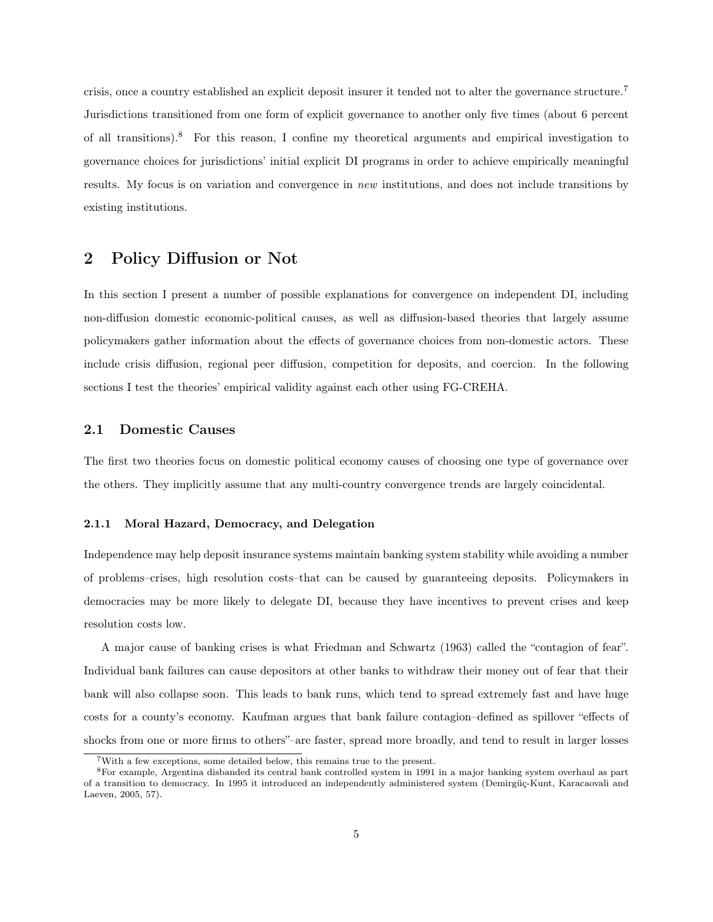crisis, once a country established an explicit deposit insurer it tended not to alter the governance structure.[7] Jurisdictions transitioned from one form of explicit governance to another only five times (about 6 percent of all transitions).[8] For this reason, I confine my theoretical arguments and empirical investigation to governance choices for jurisdictions' initial explicit DI programs in order to achieve empirically meaningful results. My focus is on variation and convergence in *new* institutions, and does not include transitions by existing institutions.

## 2 Policy Diffusion or Not

In this section I present a number of possible explanations for convergence on independent DI, including non-diffusion domestic economic-political causes, as well as diffusion-based theories that largely assume policymakers gather information about the effects of governance choices from non-domestic actors. These include crisis diffusion, regional peer diffusion, competition for deposits, and coercion. In the following sections I test the theories' empirical validity against each other using FG-CREHA.

### 2.1 Domestic Causes

The first two theories focus on domestic political economy causes of choosing one type of governance over the others. They implicitly assume that any multi-country convergence trends are largely coincidental.

#### 2.1.1 Moral Hazard, Democracy, and Delegation

Independence may help deposit insurance systems maintain banking system stability while avoiding a number of problems–crises, high resolution costs–that can be caused by guaranteeing deposits. Policymakers in democracies may be more likely to delegate DI, because they have incentives to prevent crises and keep resolution costs low.

A major cause of banking crises is what Friedman and Schwartz (1963) called the "contagion of fear". Individual bank failures can cause depositors at other banks to withdraw their money out of fear that their bank will also collapse soon. This leads to bank runs, which tend to spread extremely fast and have huge costs for a county's economy. Kaufman argues that bank failure contagion–defined as spillover "effects of shocks from one or more firms to others"–are faster, spread more broadly, and tend to result in larger losses

[7] With a few exceptions, some detailed below, this remains true to the present.

[8] For example, Argentina disbanded its central bank controlled system in 1991 in a major banking system overhaul as part of a transition to democracy. In 1995 it introduced an independently administered system (Demirgüç-Kunt, Karacaovali and Laeven, 2005, 57).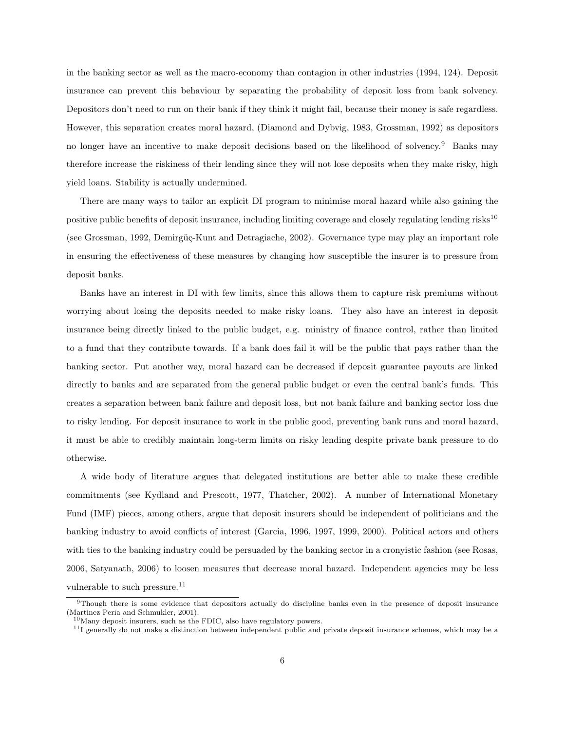in the banking sector as well as the macro-economy than contagion in other industries (1994, 124). Deposit insurance can prevent this behaviour by separating the probability of deposit loss from bank solvency. Depositors don't need to run on their bank if they think it might fail, because their money is safe regardless. However, this separation creates moral hazard, (Diamond and Dybvig, 1983, Grossman, 1992) as depositors no longer have an incentive to make deposit decisions based on the likelihood of solvency.[9] Banks may therefore increase the riskiness of their lending since they will not lose deposits when they make risky, high yield loans. Stability is actually undermined.

There are many ways to tailor an explicit DI program to minimise moral hazard while also gaining the positive public benefits of deposit insurance, including limiting coverage and closely regulating lending risks[10] (see Grossman, 1992, Demirgüç-Kunt and Detragiache, 2002). Governance type may play an important role in ensuring the effectiveness of these measures by changing how susceptible the insurer is to pressure from deposit banks.

Banks have an interest in DI with few limits, since this allows them to capture risk premiums without worrying about losing the deposits needed to make risky loans. They also have an interest in deposit insurance being directly linked to the public budget, e.g. ministry of finance control, rather than limited to a fund that they contribute towards. If a bank does fail it will be the public that pays rather than the banking sector. Put another way, moral hazard can be decreased if deposit guarantee payouts are linked directly to banks and are separated from the general public budget or even the central bank's funds. This creates a separation between bank failure and deposit loss, but not bank failure and banking sector loss due to risky lending. For deposit insurance to work in the public good, preventing bank runs and moral hazard, it must be able to credibly maintain long-term limits on risky lending despite private bank pressure to do otherwise.

A wide body of literature argues that delegated institutions are better able to make these credible commitments (see Kydland and Prescott, 1977, Thatcher, 2002). A number of International Monetary Fund (IMF) pieces, among others, argue that deposit insurers should be independent of politicians and the banking industry to avoid conflicts of interest (Garcia, 1996, 1997, 1999, 2000). Political actors and others with ties to the banking industry could be persuaded by the banking sector in a cronyistic fashion (see Rosas, 2006, Satyanath, 2006) to loosen measures that decrease moral hazard. Independent agencies may be less vulnerable to such pressure.[11]

[9] Though there is some evidence that depositors actually do discipline banks even in the presence of deposit insurance (Martinez Peria and Schmukler, 2001).

[10] Many deposit insurers, such as the FDIC, also have regulatory powers.

[11] I generally do not make a distinction between independent public and private deposit insurance schemes, which may be a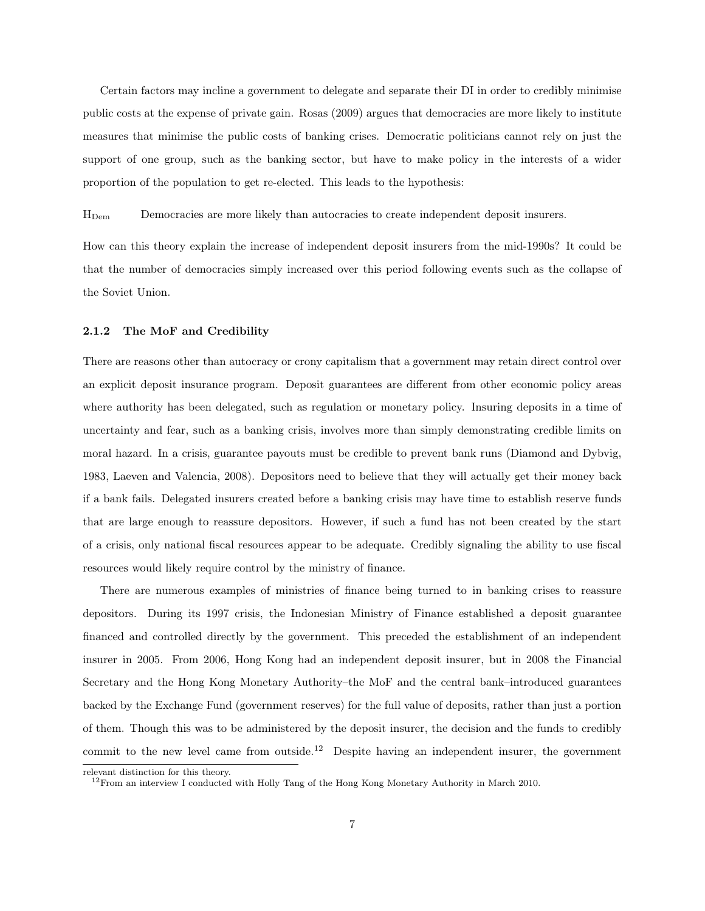Certain factors may incline a government to delegate and separate their DI in order to credibly minimise public costs at the expense of private gain. Rosas (2009) argues that democracies are more likely to institute measures that minimise the public costs of banking crises. Democratic politicians cannot rely on just the support of one group, such as the banking sector, but have to make policy in the interests of a wider proportion of the population to get re-elected. This leads to the hypothesis:

$H_{Dem}$ Democracies are more likely than autocracies to create independent deposit insurers.

How can this theory explain the increase of independent deposit insurers from the mid-1990s? It could be that the number of democracies simply increased over this period following events such as the collapse of the Soviet Union.

### 2.1.2 The MoF and Credibility

There are reasons other than autocracy or crony capitalism that a government may retain direct control over an explicit deposit insurance program. Deposit guarantees are different from other economic policy areas where authority has been delegated, such as regulation or monetary policy. Insuring deposits in a time of uncertainty and fear, such as a banking crisis, involves more than simply demonstrating credible limits on moral hazard. In a crisis, guarantee payouts must be credible to prevent bank runs (Diamond and Dybvig, 1983, Laeven and Valencia, 2008). Depositors need to believe that they will actually get their money back if a bank fails. Delegated insurers created before a banking crisis may have time to establish reserve funds that are large enough to reassure depositors. However, if such a fund has not been created by the start of a crisis, only national fiscal resources appear to be adequate. Credibly signaling the ability to use fiscal resources would likely require control by the ministry of finance.

There are numerous examples of ministries of finance being turned to in banking crises to reassure depositors. During its 1997 crisis, the Indonesian Ministry of Finance established a deposit guarantee financed and controlled directly by the government. This preceded the establishment of an independent insurer in 2005. From 2006, Hong Kong had an independent deposit insurer, but in 2008 the Financial Secretary and the Hong Kong Monetary Authority–the MoF and the central bank–introduced guarantees backed by the Exchange Fund (government reserves) for the full value of deposits, rather than just a portion of them. Though this was to be administered by the deposit insurer, the decision and the funds to credibly commit to the new level came from outside.[12] Despite having an independent insurer, the government

relevant distinction for this theory.

[12] From an interview I conducted with Holly Tang of the Hong Kong Monetary Authority in March 2010.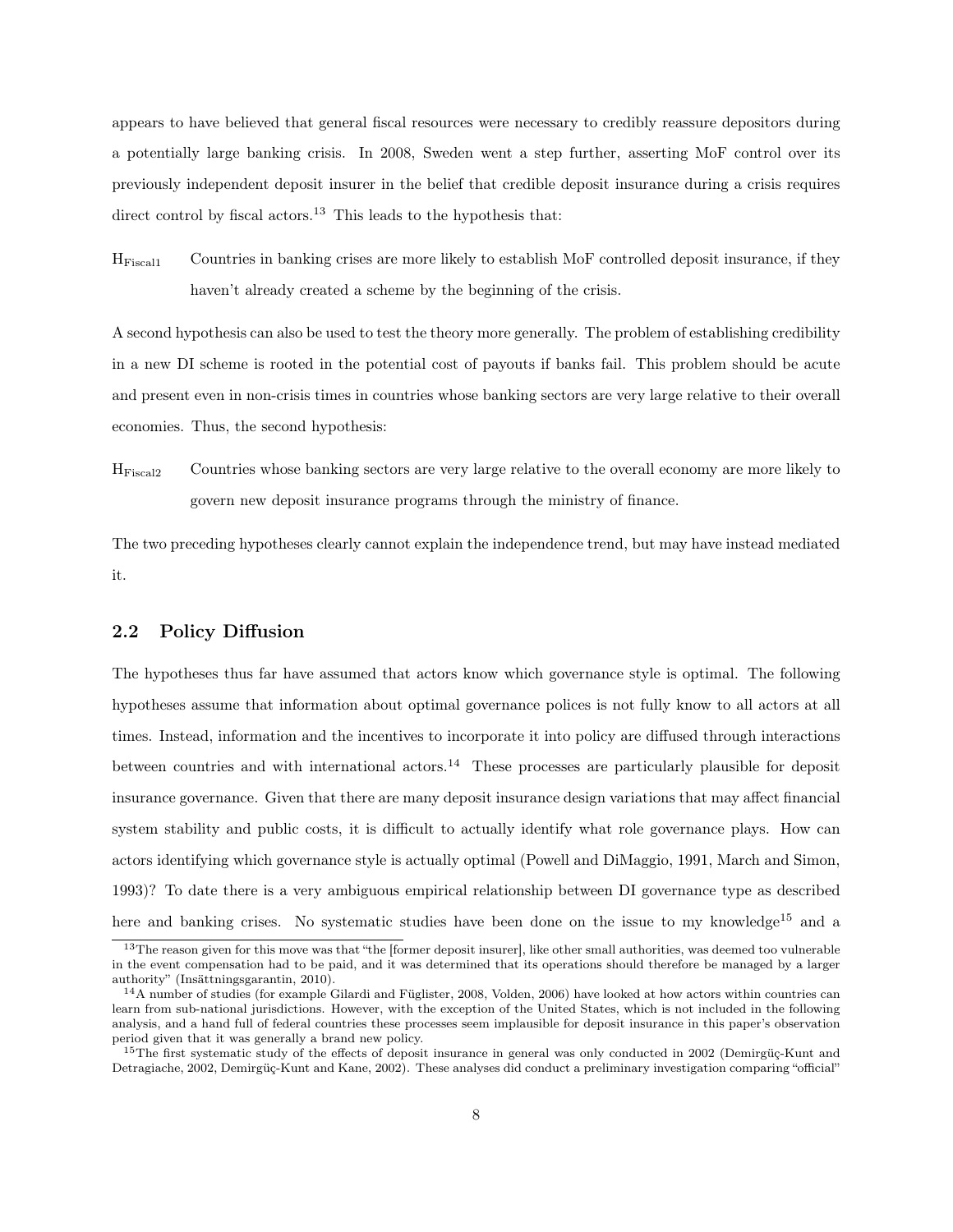appears to have believed that general fiscal resources were necessary to credibly reassure depositors during a potentially large banking crisis. In 2008, Sweden went a step further, asserting MoF control over its previously independent deposit insurer in the belief that credible deposit insurance during a crisis requires direct control by fiscal actors.[13] This leads to the hypothesis that:

$H_{Fiscal1}$ Countries in banking crises are more likely to establish MoF controlled deposit insurance, if they haven't already created a scheme by the beginning of the crisis.

A second hypothesis can also be used to test the theory more generally. The problem of establishing credibility in a new DI scheme is rooted in the potential cost of payouts if banks fail. This problem should be acute and present even in non-crisis times in countries whose banking sectors are very large relative to their overall economies. Thus, the second hypothesis:

$H_{Fiscal2}$ Countries whose banking sectors are very large relative to the overall economy are more likely to govern new deposit insurance programs through the ministry of finance.

The two preceding hypotheses clearly cannot explain the independence trend, but may have instead mediated it.

## 2.2 Policy Diffusion

The hypotheses thus far have assumed that actors know which governance style is optimal. The following hypotheses assume that information about optimal governance polices is not fully know to all actors at all times. Instead, information and the incentives to incorporate it into policy are diffused through interactions between countries and with international actors.[14] These processes are particularly plausible for deposit insurance governance. Given that there are many deposit insurance design variations that may affect financial system stability and public costs, it is difficult to actually identify what role governance plays. How can actors identifying which governance style is actually optimal (Powell and DiMaggio, 1991, March and Simon, 1993)? To date there is a very ambiguous empirical relationship between DI governance type as described here and banking crises. No systematic studies have been done on the issue to my knowledge[15] and a

[13] The reason given for this move was that "the [former deposit insurer], like other small authorities, was deemed too vulnerable in the event compensation had to be paid, and it was determined that its operations should therefore be managed by a larger authority" (Insättningsgarantin, 2010).

[14] A number of studies (for example Gilardi and Füglister, 2008, Volden, 2006) have looked at how actors within countries can learn from sub-national jurisdictions. However, with the exception of the United States, which is not included in the following analysis, and a hand full of federal countries these processes seem implausible for deposit insurance in this paper's observation period given that it was generally a brand new policy.

[15] The first systematic study of the effects of deposit insurance in general was only conducted in 2002 (Demirgüç-Kunt and Detragiache, 2002, Demirgüç-Kunt and Kane, 2002). These analyses did conduct a preliminary investigation comparing "official"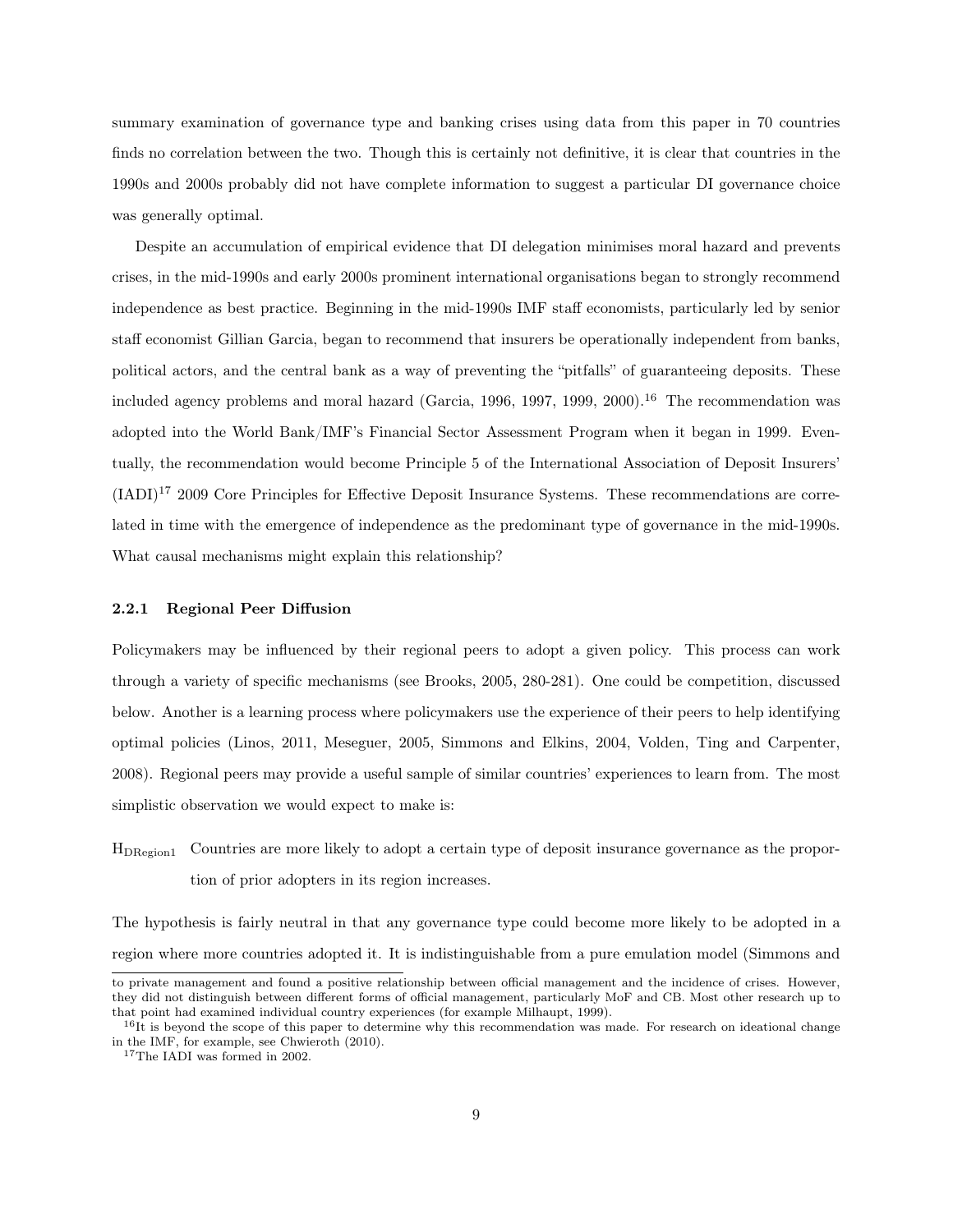summary examination of governance type and banking crises using data from this paper in 70 countries finds no correlation between the two. Though this is certainly not definitive, it is clear that countries in the 1990s and 2000s probably did not have complete information to suggest a particular DI governance choice was generally optimal.

Despite an accumulation of empirical evidence that DI delegation minimises moral hazard and prevents crises, in the mid-1990s and early 2000s prominent international organisations began to strongly recommend independence as best practice. Beginning in the mid-1990s IMF staff economists, particularly led by senior staff economist Gillian Garcia, began to recommend that insurers be operationally independent from banks, political actors, and the central bank as a way of preventing the "pitfalls" of guaranteeing deposits. These included agency problems and moral hazard (Garcia, 1996, 1997, 1999, 2000).[16] The recommendation was adopted into the World Bank/IMF's Financial Sector Assessment Program when it began in 1999. Eventually, the recommendation would become Principle 5 of the International Association of Deposit Insurers' (IADI)[17] 2009 Core Principles for Effective Deposit Insurance Systems. These recommendations are correlated in time with the emergence of independence as the predominant type of governance in the mid-1990s. What causal mechanisms might explain this relationship?

### 2.2.1 Regional Peer Diffusion

Policymakers may be influenced by their regional peers to adopt a given policy. This process can work through a variety of specific mechanisms (see Brooks, 2005, 280-281). One could be competition, discussed below. Another is a learning process where policymakers use the experience of their peers to help identifying optimal policies (Linos, 2011, Meseguer, 2005, Simmons and Elkins, 2004, Volden, Ting and Carpenter, 2008). Regional peers may provide a useful sample of similar countries' experiences to learn from. The most simplistic observation we would expect to make is:

$H_{DRegion1}$ Countries are more likely to adopt a certain type of deposit insurance governance as the proportion of prior adopters in its region increases.

The hypothesis is fairly neutral in that any governance type could become more likely to be adopted in a region where more countries adopted it. It is indistinguishable from a pure emulation model (Simmons and

---

to private management and found a positive relationship between official management and the incidence of crises. However, they did not distinguish between different forms of official management, particularly MoF and CB. Most other research up to that point had examined individual country experiences (for example Milhaupt, 1999).

[16] It is beyond the scope of this paper to determine why this recommendation was made. For research on ideational change in the IMF, for example, see Chwieroth (2010).

[17] The IADI was formed in 2002.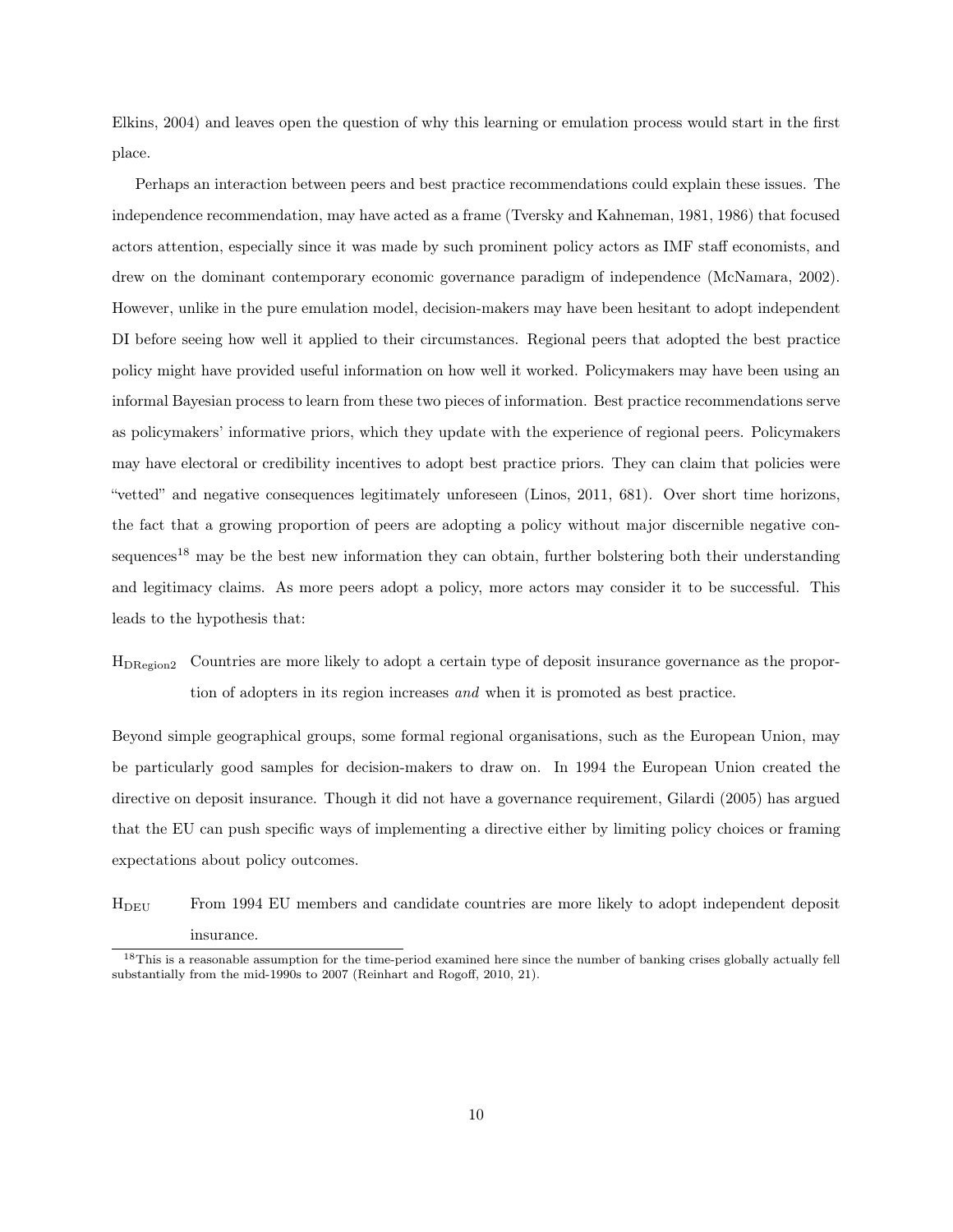Elkins, 2004) and leaves open the question of why this learning or emulation process would start in the first place.

Perhaps an interaction between peers and best practice recommendations could explain these issues. The independence recommendation, may have acted as a frame (Tversky and Kahneman, 1981, 1986) that focused actors attention, especially since it was made by such prominent policy actors as IMF staff economists, and drew on the dominant contemporary economic governance paradigm of independence (McNamara, 2002). However, unlike in the pure emulation model, decision-makers may have been hesitant to adopt independent DI before seeing how well it applied to their circumstances. Regional peers that adopted the best practice policy might have provided useful information on how well it worked. Policymakers may have been using an informal Bayesian process to learn from these two pieces of information. Best practice recommendations serve as policymakers' informative priors, which they update with the experience of regional peers. Policymakers may have electoral or credibility incentives to adopt best practice priors. They can claim that policies were "vetted" and negative consequences legitimately unforeseen (Linos, 2011, 681). Over short time horizons, the fact that a growing proportion of peers are adopting a policy without major discernible negative consequences[18] may be the best new information they can obtain, further bolstering both their understanding and legitimacy claims. As more peers adopt a policy, more actors may consider it to be successful. This leads to the hypothesis that:

$H_{DRegion2}$ Countries are more likely to adopt a certain type of deposit insurance governance as the proportion of adopters in its region increases *and* when it is promoted as best practice.

Beyond simple geographical groups, some formal regional organisations, such as the European Union, may be particularly good samples for decision-makers to draw on. In 1994 the European Union created the directive on deposit insurance. Though it did not have a governance requirement, Gilardi (2005) has argued that the EU can push specific ways of implementing a directive either by limiting policy choices or framing expectations about policy outcomes.

$H_{DEU}$ From 1994 EU members and candidate countries are more likely to adopt independent deposit insurance.

[18] This is a reasonable assumption for the time-period examined here since the number of banking crises globally actually fell substantially from the mid-1990s to 2007 (Reinhart and Rogoff, 2010, 21).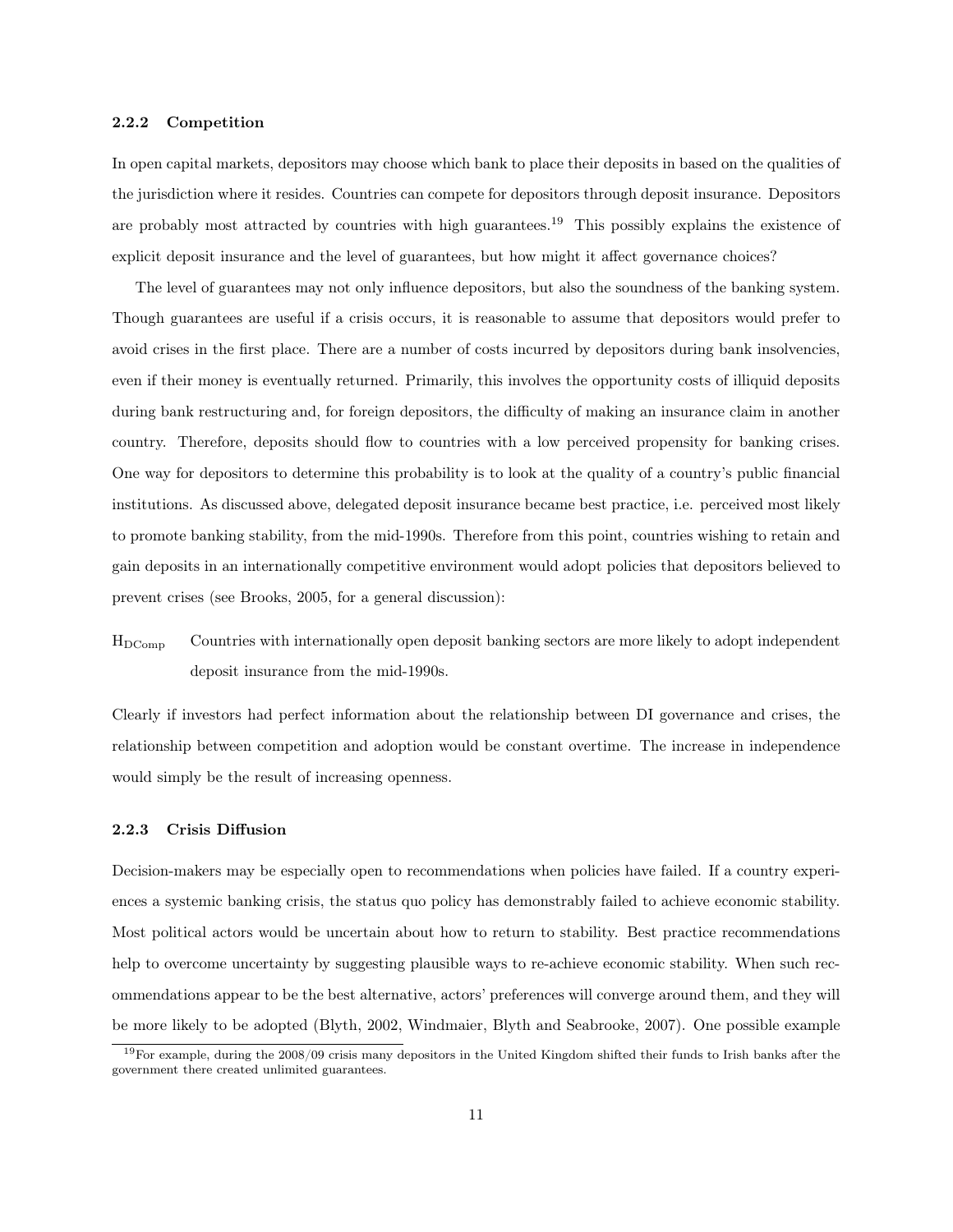### 2.2.2 Competition

In open capital markets, depositors may choose which bank to place their deposits in based on the qualities of the jurisdiction where it resides. Countries can compete for depositors through deposit insurance. Depositors are probably most attracted by countries with high guarantees.[19] This possibly explains the existence of explicit deposit insurance and the level of guarantees, but how might it affect governance choices?

The level of guarantees may not only influence depositors, but also the soundness of the banking system. Though guarantees are useful if a crisis occurs, it is reasonable to assume that depositors would prefer to avoid crises in the first place. There are a number of costs incurred by depositors during bank insolvencies, even if their money is eventually returned. Primarily, this involves the opportunity costs of illiquid deposits during bank restructuring and, for foreign depositors, the difficulty of making an insurance claim in another country. Therefore, deposits should flow to countries with a low perceived propensity for banking crises. One way for depositors to determine this probability is to look at the quality of a country's public financial institutions. As discussed above, delegated deposit insurance became best practice, i.e. perceived most likely to promote banking stability, from the mid-1990s. Therefore from this point, countries wishing to retain and gain deposits in an internationally competitive environment would adopt policies that depositors believed to prevent crises (see Brooks, 2005, for a general discussion):

$H_{DComp}$ Countries with internationally open deposit banking sectors are more likely to adopt independent deposit insurance from the mid-1990s.

Clearly if investors had perfect information about the relationship between DI governance and crises, the relationship between competition and adoption would be constant overtime. The increase in independence would simply be the result of increasing openness.

### 2.2.3 Crisis Diffusion

Decision-makers may be especially open to recommendations when policies have failed. If a country experiences a systemic banking crisis, the status quo policy has demonstrably failed to achieve economic stability. Most political actors would be uncertain about how to return to stability. Best practice recommendations help to overcome uncertainty by suggesting plausible ways to re-achieve economic stability. When such recommendations appear to be the best alternative, actors' preferences will converge around them, and they will be more likely to be adopted (Blyth, 2002, Windmaier, Blyth and Seabrooke, 2007). One possible example

[19] For example, during the 2008/09 crisis many depositors in the United Kingdom shifted their funds to Irish banks after the government there created unlimited guarantees.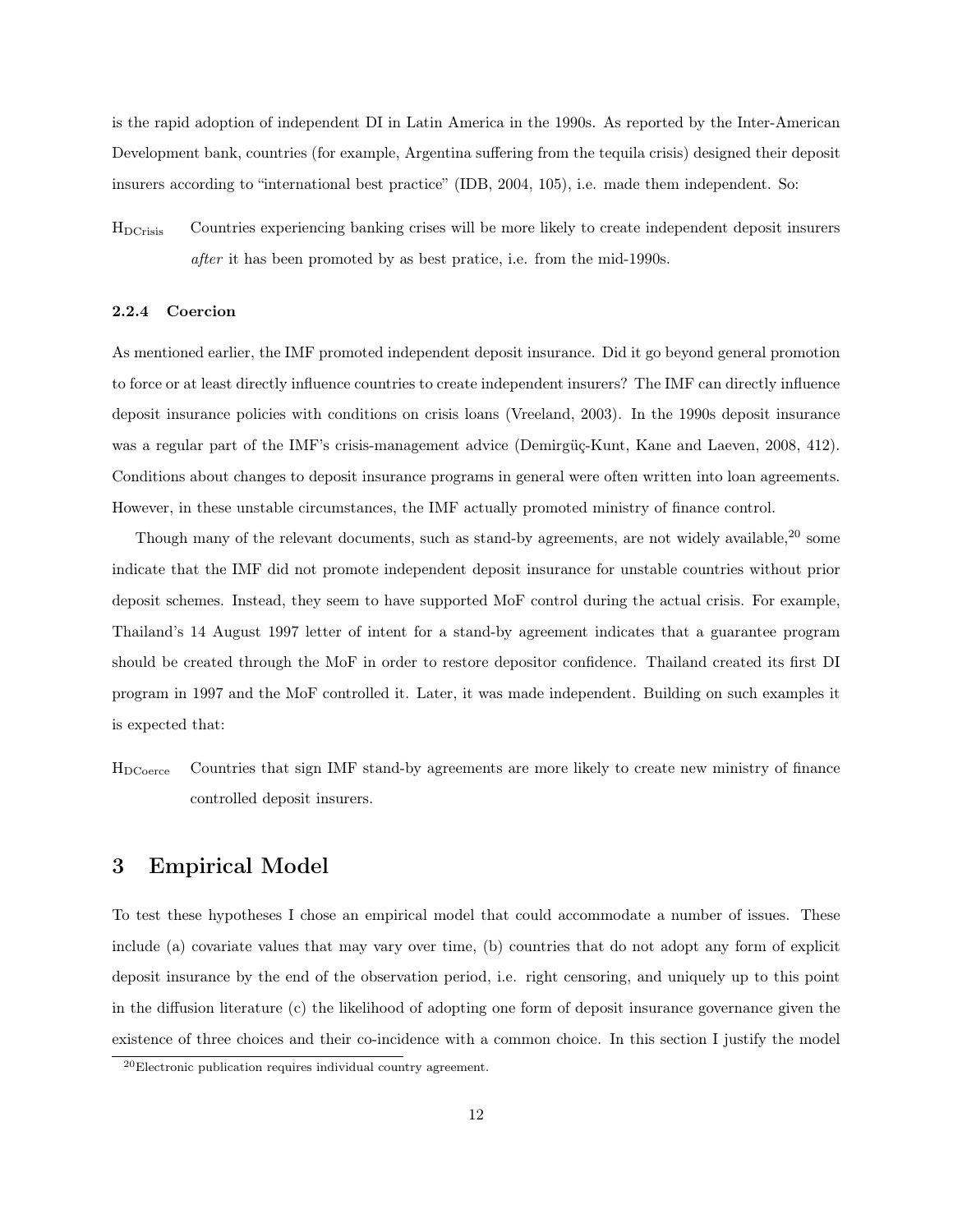is the rapid adoption of independent DI in Latin America in the 1990s. As reported by the Inter-American Development bank, countries (for example, Argentina suffering from the tequila crisis) designed their deposit insurers according to "international best practice" (IDB, 2004, 105), i.e. made them independent. So:

$H_{DCrisis}$ Countries experiencing banking crises will be more likely to create independent deposit insurers *after* it has been promoted by as best pratice, i.e. from the mid-1990s.

#### 2.2.4 Coercion

As mentioned earlier, the IMF promoted independent deposit insurance. Did it go beyond general promotion to force or at least directly influence countries to create independent insurers? The IMF can directly influence deposit insurance policies with conditions on crisis loans (Vreeland, 2003). In the 1990s deposit insurance was a regular part of the IMF's crisis-management advice (Demirgüç-Kunt, Kane and Laeven, 2008, 412). Conditions about changes to deposit insurance programs in general were often written into loan agreements. However, in these unstable circumstances, the IMF actually promoted ministry of finance control.

Though many of the relevant documents, such as stand-by agreements, are not widely available,[20] some indicate that the IMF did not promote independent deposit insurance for unstable countries without prior deposit schemes. Instead, they seem to have supported MoF control during the actual crisis. For example, Thailand's 14 August 1997 letter of intent for a stand-by agreement indicates that a guarantee program should be created through the MoF in order to restore depositor confidence. Thailand created its first DI program in 1997 and the MoF controlled it. Later, it was made independent. Building on such examples it is expected that:

$H_{DCoerce}$ Countries that sign IMF stand-by agreements are more likely to create new ministry of finance controlled deposit insurers.

## 3 Empirical Model

To test these hypotheses I chose an empirical model that could accommodate a number of issues. These include (a) covariate values that may vary over time, (b) countries that do not adopt any form of explicit deposit insurance by the end of the observation period, i.e. right censoring, and uniquely up to this point in the diffusion literature (c) the likelihood of adopting one form of deposit insurance governance given the existence of three choices and their co-incidence with a common choice. In this section I justify the model

[20] Electronic publication requires individual country agreement.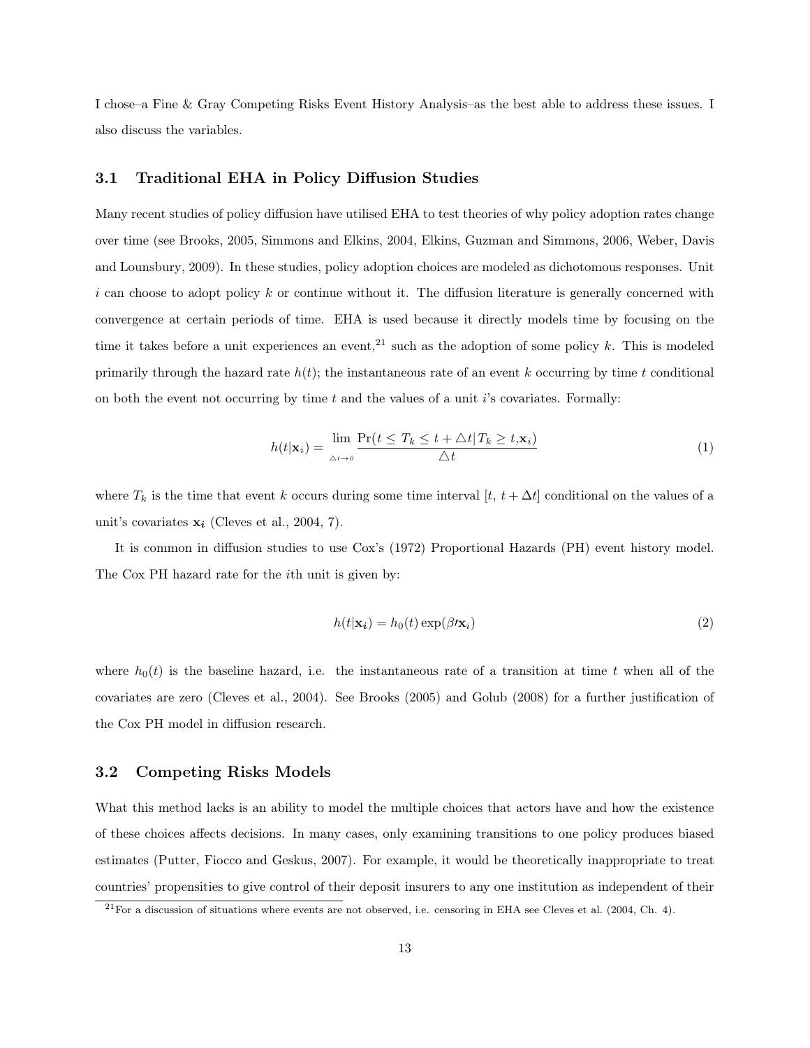I chose–a Fine & Gray Competing Risks Event History Analysis–as the best able to address these issues. I also discuss the variables.

### 3.1 Traditional EHA in Policy Diffusion Studies

Many recent studies of policy diffusion have utilised EHA to test theories of why policy adoption rates change over time (see Brooks, 2005, Simmons and Elkins, 2004, Elkins, Guzman and Simmons, 2006, Weber, Davis and Lounsbury, 2009). In these studies, policy adoption choices are modeled as dichotomous responses. Unit $i$ can choose to adopt policy $k$ or continue without it. The diffusion literature is generally concerned with convergence at certain periods of time. EHA is used because it directly models time by focusing on the time it takes before a unit experiences an event,[21] such as the adoption of some policy $k$. This is modeled primarily through the hazard rate $h(t)$; the instantaneous rate of an event $k$ occurring by time $t$ conditional on both the event not occurring by time $t$ and the values of a unit $i$'s covariates. Formally:

$$h(t|\mathbf{x}_i) = \lim_{\triangle t \to 0} \frac{\Pr(t \leq T_k \leq t + \triangle t | T_k \geq t, \mathbf{x}_i)}{\triangle t} \tag{1}$$

where $T_k$ is the time that event $k$ occurs during some time interval $[t,\, t + \Delta t]$ conditional on the values of a unit's covariates $\mathbf{x}_i$ (Cleves et al., 2004, 7).

It is common in diffusion studies to use Cox's (1972) Proportional Hazards (PH) event history model. The Cox PH hazard rate for the $i$th unit is given by:

$$h(t|\mathbf{x}_i) = h_0(t)\exp(\beta\prime\mathbf{x}_i) \tag{2}$$

where $h_0(t)$ is the baseline hazard, i.e. the instantaneous rate of a transition at time $t$ when all of the covariates are zero (Cleves et al., 2004). See Brooks (2005) and Golub (2008) for a further justification of the Cox PH model in diffusion research.

### 3.2 Competing Risks Models

What this method lacks is an ability to model the multiple choices that actors have and how the existence of these choices affects decisions. In many cases, only examining transitions to one policy produces biased estimates (Putter, Fiocco and Geskus, 2007). For example, it would be theoretically inappropriate to treat countries' propensities to give control of their deposit insurers to any one institution as independent of their

[21] For a discussion of situations where events are not observed, i.e. censoring in EHA see Cleves et al. (2004, Ch. 4).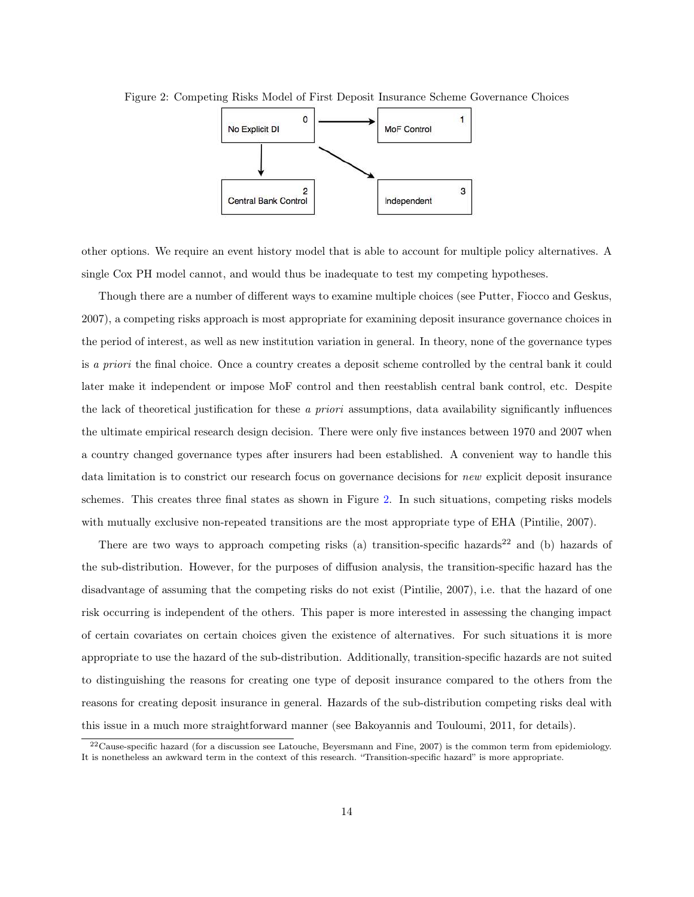Figure 2: Competing Risks Model of First Deposit Insurance Scheme Governance Choices

other options. We require an event history model that is able to account for multiple policy alternatives. A single Cox PH model cannot, and would thus be inadequate to test my competing hypotheses.

Though there are a number of different ways to examine multiple choices (see Putter, Fiocco and Geskus, 2007), a competing risks approach is most appropriate for examining deposit insurance governance choices in the period of interest, as well as new institution variation in general. In theory, none of the governance types is *a priori* the final choice. Once a country creates a deposit scheme controlled by the central bank it could later make it independent or impose MoF control and then reestablish central bank control, etc. Despite the lack of theoretical justification for these *a priori* assumptions, data availability significantly influences the ultimate empirical research design decision. There were only five instances between 1970 and 2007 when a country changed governance types after insurers had been established. A convenient way to handle this data limitation is to constrict our research focus on governance decisions for *new* explicit deposit insurance schemes. This creates three final states as shown in Figure 2. In such situations, competing risks models with mutually exclusive non-repeated transitions are the most appropriate type of EHA (Pintilie, 2007).

There are two ways to approach competing risks (a) transition-specific hazards[22] and (b) hazards of the sub-distribution. However, for the purposes of diffusion analysis, the transition-specific hazard has the disadvantage of assuming that the competing risks do not exist (Pintilie, 2007), i.e. that the hazard of one risk occurring is independent of the others. This paper is more interested in assessing the changing impact of certain covariates on certain choices given the existence of alternatives. For such situations it is more appropriate to use the hazard of the sub-distribution. Additionally, transition-specific hazards are not suited to distinguishing the reasons for creating one type of deposit insurance compared to the others from the reasons for creating deposit insurance in general. Hazards of the sub-distribution competing risks deal with this issue in a much more straightforward manner (see Bakoyannis and Touloumi, 2011, for details).

[22] Cause-specific hazard (for a discussion see Latouche, Beyersmann and Fine, 2007) is the common term from epidemiology. It is nonetheless an awkward term in the context of this research. "Transition-specific hazard" is more appropriate.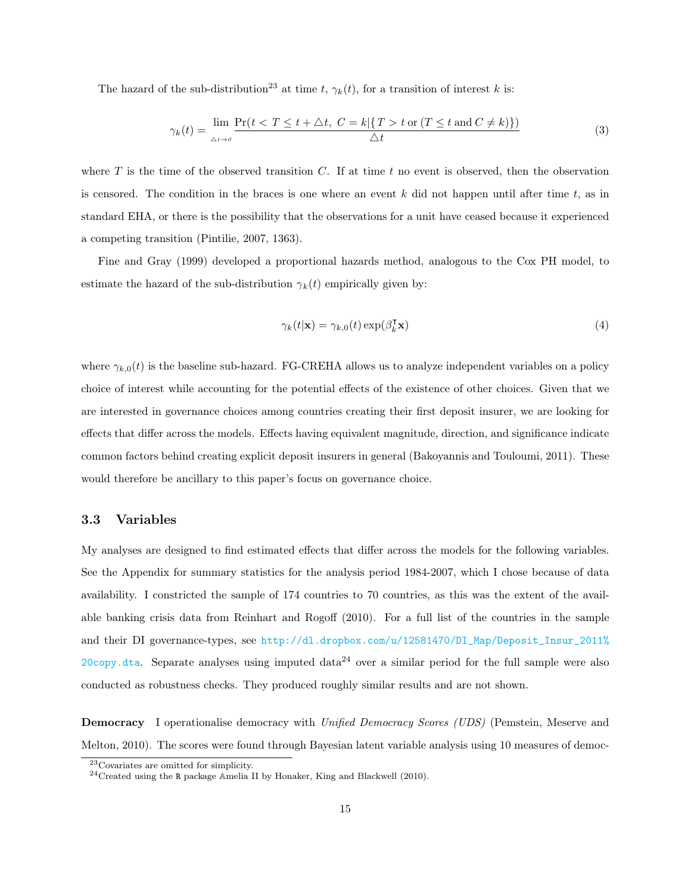The hazard of the sub-distribution[23] at time $t$, $\gamma_k(t)$, for a transition of interest $k$ is:

$$\gamma_k(t) = \lim_{\triangle t \to 0} \frac{\Pr(t < T \leq t + \triangle t,\ C = k | \{T > t \text{ or } (T \leq t \text{ and } C \neq k)\})}{\triangle t} \tag{3}$$

where $T$ is the time of the observed transition $C$. If at time $t$ no event is observed, then the observation is censored. The condition in the braces is one where an event $k$ did not happen until after time $t$, as in standard EHA, or there is the possibility that the observations for a unit have ceased because it experienced a competing transition (Pintilie, 2007, 1363).

Fine and Gray (1999) developed a proportional hazards method, analogous to the Cox PH model, to estimate the hazard of the sub-distribution $\gamma_k(t)$ empirically given by:

$$\gamma_k(t|\mathbf{x}) = \gamma_{k,0}(t)\exp(\beta_k^{\intercal}\mathbf{x}) \tag{4}$$

where $\gamma_{k,0}(t)$ is the baseline sub-hazard. FG-CREHA allows us to analyze independent variables on a policy choice of interest while accounting for the potential effects of the existence of other choices. Given that we are interested in governance choices among countries creating their first deposit insurer, we are looking for effects that differ across the models. Effects having equivalent magnitude, direction, and significance indicate common factors behind creating explicit deposit insurers in general (Bakoyannis and Touloumi, 2011). These would therefore be ancillary to this paper's focus on governance choice.

### 3.3 Variables

My analyses are designed to find estimated effects that differ across the models for the following variables. See the Appendix for summary statistics for the analysis period 1984-2007, which I chose because of data availability. I constricted the sample of 174 countries to 70 countries, as this was the extent of the available banking crisis data from Reinhart and Rogoff (2010). For a full list of the countries in the sample and their DI governance-types, see http://dl.dropbox.com/u/12581470/DI_Map/Deposit_Insur_2011%20copy.dta. Separate analyses using imputed data[24] over a similar period for the full sample were also conducted as robustness checks. They produced roughly similar results and are not shown.

**Democracy** I operationalise democracy with *Unified Democracy Scores (UDS)* (Pemstein, Meserve and Melton, 2010). The scores were found through Bayesian latent variable analysis using 10 measures of democ-

[23] Covariates are omitted for simplicity.

[24] Created using the R package Amelia II by Honaker, King and Blackwell (2010).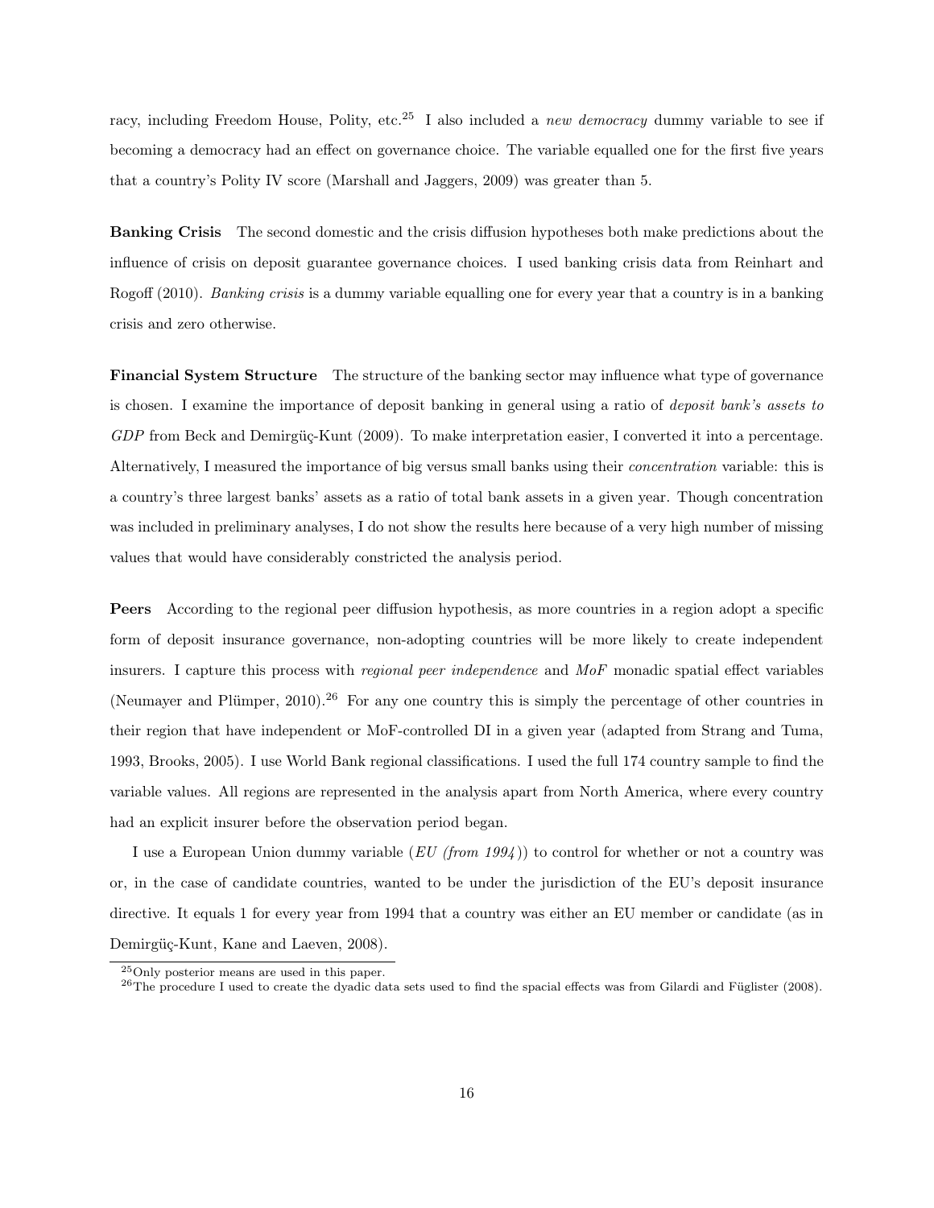racy, including Freedom House, Polity, etc.[25] I also included a *new democracy* dummy variable to see if becoming a democracy had an effect on governance choice. The variable equalled one for the first five years that a country's Polity IV score (Marshall and Jaggers, 2009) was greater than 5.

**Banking Crisis** The second domestic and the crisis diffusion hypotheses both make predictions about the influence of crisis on deposit guarantee governance choices. I used banking crisis data from Reinhart and Rogoff (2010). *Banking crisis* is a dummy variable equalling one for every year that a country is in a banking crisis and zero otherwise.

**Financial System Structure** The structure of the banking sector may influence what type of governance is chosen. I examine the importance of deposit banking in general using a ratio of *deposit bank's assets to GDP* from Beck and Demirgüç-Kunt (2009). To make interpretation easier, I converted it into a percentage. Alternatively, I measured the importance of big versus small banks using their *concentration* variable: this is a country's three largest banks' assets as a ratio of total bank assets in a given year. Though concentration was included in preliminary analyses, I do not show the results here because of a very high number of missing values that would have considerably constricted the analysis period.

**Peers** According to the regional peer diffusion hypothesis, as more countries in a region adopt a specific form of deposit insurance governance, non-adopting countries will be more likely to create independent insurers. I capture this process with *regional peer independence* and *MoF* monadic spatial effect variables (Neumayer and Plümper, 2010).[26] For any one country this is simply the percentage of other countries in their region that have independent or MoF-controlled DI in a given year (adapted from Strang and Tuma, 1993, Brooks, 2005). I use World Bank regional classifications. I used the full 174 country sample to find the variable values. All regions are represented in the analysis apart from North America, where every country had an explicit insurer before the observation period began.

I use a European Union dummy variable (*EU (from 1994)*) to control for whether or not a country was or, in the case of candidate countries, wanted to be under the jurisdiction of the EU's deposit insurance directive. It equals 1 for every year from 1994 that a country was either an EU member or candidate (as in Demirgüç-Kunt, Kane and Laeven, 2008).

[25] Only posterior means are used in this paper.

[26] The procedure I used to create the dyadic data sets used to find the spacial effects was from Gilardi and Füglister (2008).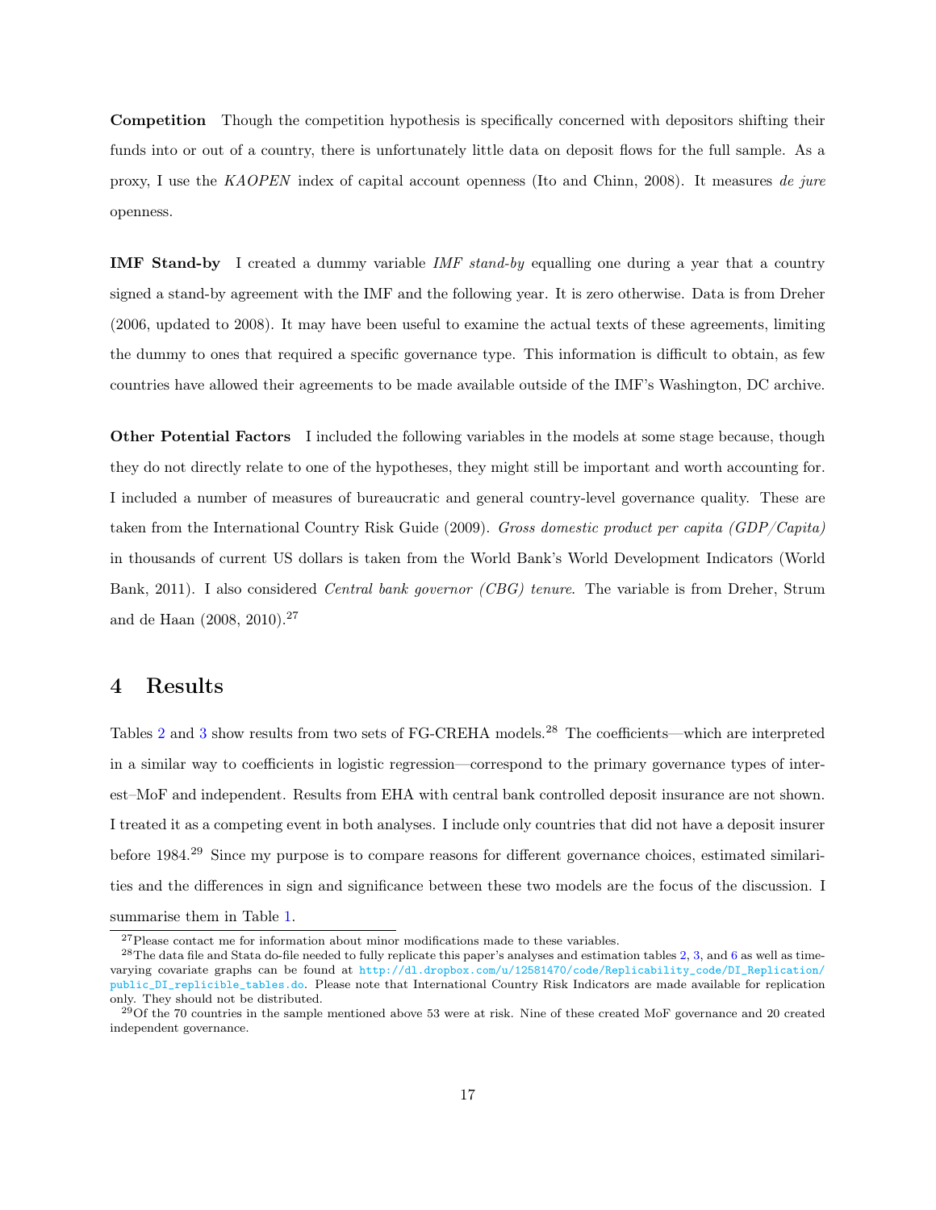**Competition** Though the competition hypothesis is specifically concerned with depositors shifting their funds into or out of a country, there is unfortunately little data on deposit flows for the full sample. As a proxy, I use the *KAOPEN* index of capital account openness (Ito and Chinn, 2008). It measures *de jure* openness.

**IMF Stand-by** I created a dummy variable *IMF stand-by* equalling one during a year that a country signed a stand-by agreement with the IMF and the following year. It is zero otherwise. Data is from Dreher (2006, updated to 2008). It may have been useful to examine the actual texts of these agreements, limiting the dummy to ones that required a specific governance type. This information is difficult to obtain, as few countries have allowed their agreements to be made available outside of the IMF's Washington, DC archive.

**Other Potential Factors** I included the following variables in the models at some stage because, though they do not directly relate to one of the hypotheses, they might still be important and worth accounting for. I included a number of measures of bureaucratic and general country-level governance quality. These are taken from the International Country Risk Guide (2009). *Gross domestic product per capita (GDP/Capita)* in thousands of current US dollars is taken from the World Bank's World Development Indicators (World Bank, 2011). I also considered *Central bank governor (CBG) tenure*. The variable is from Dreher, Strum and de Haan (2008, 2010).[27]

## 4 Results

Tables 2 and 3 show results from two sets of FG-CREHA models.[28] The coefficients—which are interpreted in a similar way to coefficients in logistic regression—correspond to the primary governance types of interest–MoF and independent. Results from EHA with central bank controlled deposit insurance are not shown. I treated it as a competing event in both analyses. I include only countries that did not have a deposit insurer before 1984.[29] Since my purpose is to compare reasons for different governance choices, estimated similarities and the differences in sign and significance between these two models are the focus of the discussion. I summarise them in Table 1.

[27] Please contact me for information about minor modifications made to these variables.

[28] The data file and Stata do-file needed to fully replicate this paper's analyses and estimation tables 2, 3, and 6 as well as time-varying covariate graphs can be found at http://dl.dropbox.com/u/12581470/code/Replicability_code/DI_Replication/public_DI_replicible_tables.do. Please note that International Country Risk Indicators are made available for replication only. They should not be distributed.

[29] Of the 70 countries in the sample mentioned above 53 were at risk. Nine of these created MoF governance and 20 created independent governance.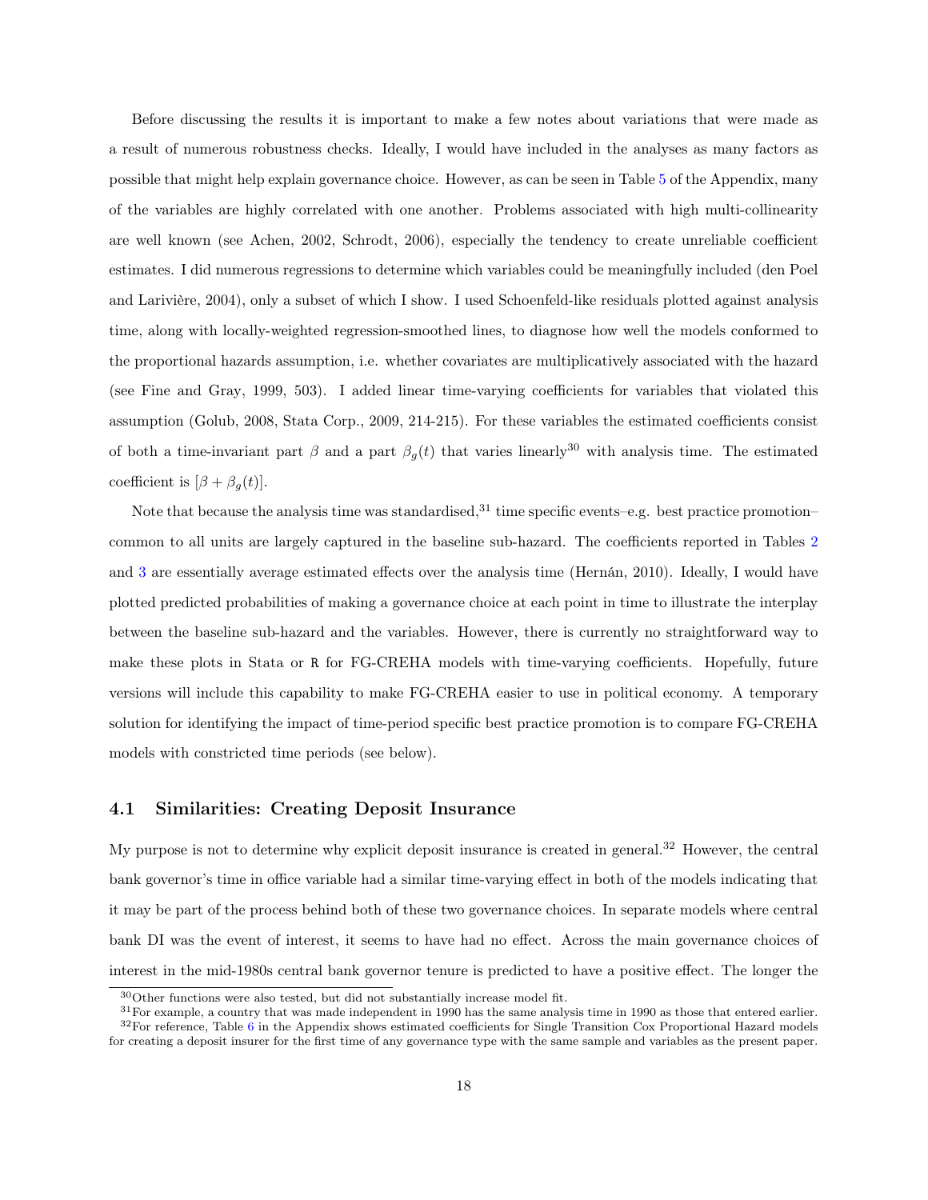Before discussing the results it is important to make a few notes about variations that were made as a result of numerous robustness checks. Ideally, I would have included in the analyses as many factors as possible that might help explain governance choice. However, as can be seen in Table 5 of the Appendix, many of the variables are highly correlated with one another. Problems associated with high multi-collinearity are well known (see Achen, 2002, Schrodt, 2006), especially the tendency to create unreliable coefficient estimates. I did numerous regressions to determine which variables could be meaningfully included (den Poel and Larivière, 2004), only a subset of which I show. I used Schoenfeld-like residuals plotted against analysis time, along with locally-weighted regression-smoothed lines, to diagnose how well the models conformed to the proportional hazards assumption, i.e. whether covariates are multiplicatively associated with the hazard (see Fine and Gray, 1999, 503). I added linear time-varying coefficients for variables that violated this assumption (Golub, 2008, Stata Corp., 2009, 214-215). For these variables the estimated coefficients consist of both a time-invariant part $\beta$ and a part $\beta_g(t)$ that varies linearly[30] with analysis time. The estimated coefficient is $[\beta + \beta_g(t)]$.

Note that because the analysis time was standardised,[31] time specific events–e.g. best practice promotion–common to all units are largely captured in the baseline sub-hazard. The coefficients reported in Tables 2 and 3 are essentially average estimated effects over the analysis time (Hernán, 2010). Ideally, I would have plotted predicted probabilities of making a governance choice at each point in time to illustrate the interplay between the baseline sub-hazard and the variables. However, there is currently no straightforward way to make these plots in Stata or R for FG-CREHA models with time-varying coefficients. Hopefully, future versions will include this capability to make FG-CREHA easier to use in political economy. A temporary solution for identifying the impact of time-period specific best practice promotion is to compare FG-CREHA models with constricted time periods (see below).

## 4.1 Similarities: Creating Deposit Insurance

My purpose is not to determine why explicit deposit insurance is created in general.[32] However, the central bank governor's time in office variable had a similar time-varying effect in both of the models indicating that it may be part of the process behind both of these two governance choices. In separate models where central bank DI was the event of interest, it seems to have had no effect. Across the main governance choices of interest in the mid-1980s central bank governor tenure is predicted to have a positive effect. The longer the

[30] Other functions were also tested, but did not substantially increase model fit.

[31] For example, a country that was made independent in 1990 has the same analysis time in 1990 as those that entered earlier.

[32] For reference, Table 6 in the Appendix shows estimated coefficients for Single Transition Cox Proportional Hazard models for creating a deposit insurer for the first time of any governance type with the same sample and variables as the present paper.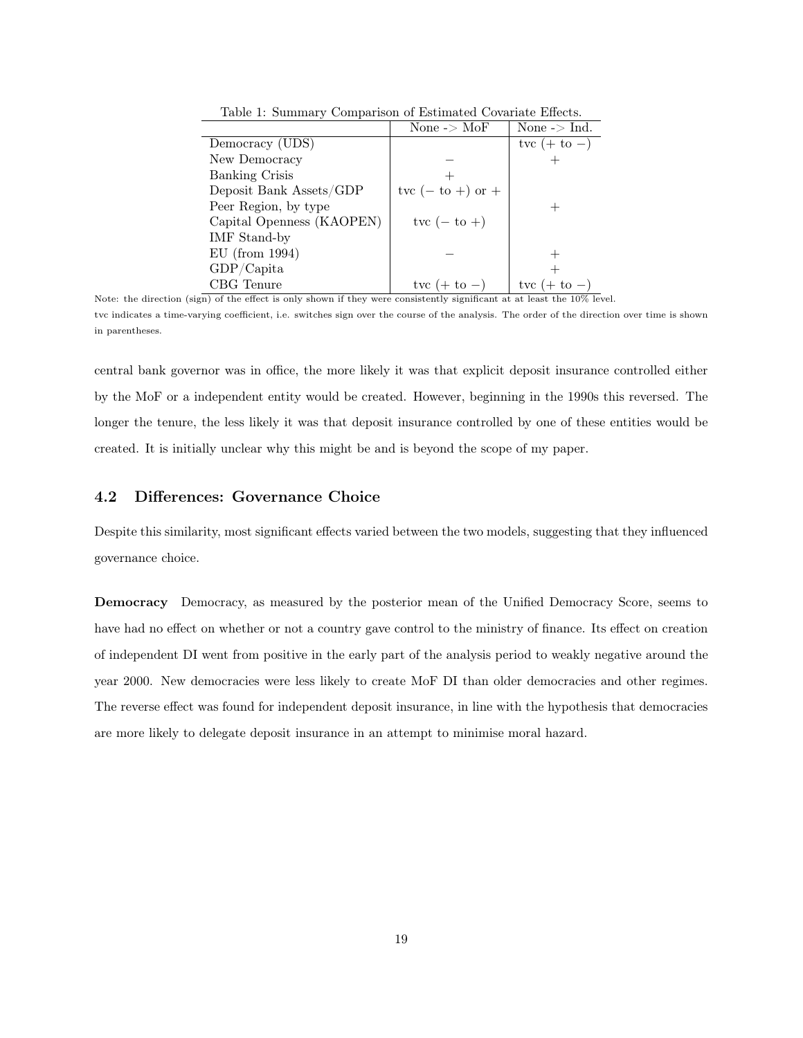Table 1: Summary Comparison of Estimated Covariate Effects.

| | None -> MoF | None -> Ind. |
|---|---|---|
| Democracy (UDS) | | tvc (+ to −) |
| New Democracy | − | + |
| Banking Crisis | + | |
| Deposit Bank Assets/GDP | tvc (− to +) or + | |
| Peer Region, by type | | + |
| Capital Openness (KAOPEN) | tvc (− to +) | |
| IMF Stand-by | | |
| EU (from 1994) | − | + |
| GDP/Capita | | + |
| CBG Tenure | tvc (+ to −) | tvc (+ to −) |

Note: the direction (sign) of the effect is only shown if they were consistently significant at at least the 10% level.
tvc indicates a time-varying coefficient, i.e. switches sign over the course of the analysis. The order of the direction over time is shown in parentheses.

central bank governor was in office, the more likely it was that explicit deposit insurance controlled either by the MoF or a independent entity would be created. However, beginning in the 1990s this reversed. The longer the tenure, the less likely it was that deposit insurance controlled by one of these entities would be created. It is initially unclear why this might be and is beyond the scope of my paper.

### 4.2 Differences: Governance Choice

Despite this similarity, most significant effects varied between the two models, suggesting that they influenced governance choice.

**Democracy** Democracy, as measured by the posterior mean of the Unified Democracy Score, seems to have had no effect on whether or not a country gave control to the ministry of finance. Its effect on creation of independent DI went from positive in the early part of the analysis period to weakly negative around the year 2000. New democracies were less likely to create MoF DI than older democracies and other regimes. The reverse effect was found for independent deposit insurance, in line with the hypothesis that democracies are more likely to delegate deposit insurance in an attempt to minimise moral hazard.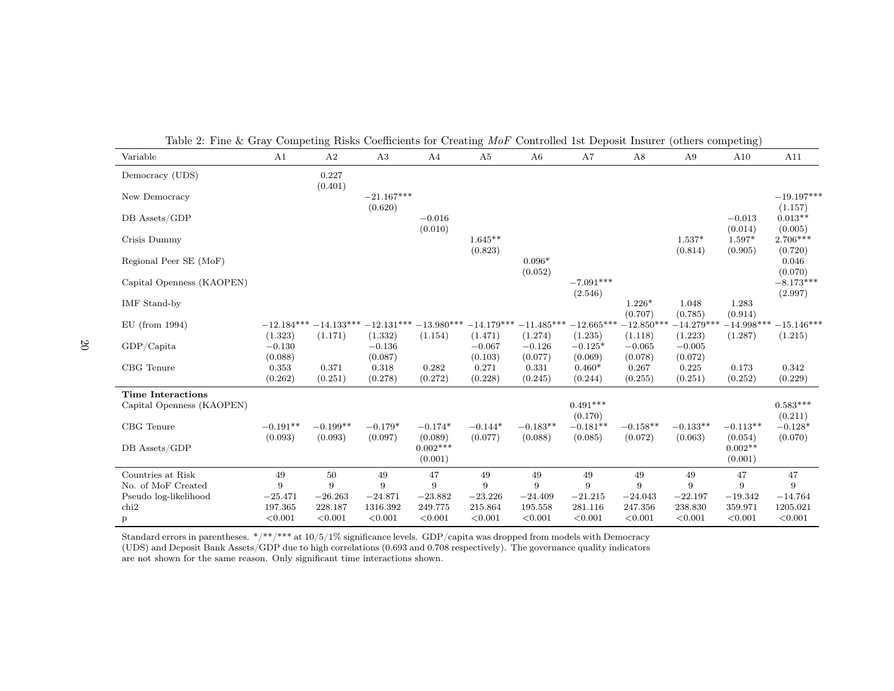Table 2: Fine & Gray Competing Risks Coefficients for Creating *MoF* Controlled 1st Deposit Insurer (others competing)

| Variable | A1 | A2 | A3 | A4 | A5 | A6 | A7 | A8 | A9 | A10 | A11 |
|---|---|---|---|---|---|---|---|---|---|---|---|
| Democracy (UDS) | | 0.227 | | | | | | | | | |
| | | (0.401) | | | | | | | | | |
| New Democracy | | | −21.167*** | | | | | | | | −19.197*** |
| | | | (0.620) | | | | | | | | (1.157) |
| DB Assets/GDP | | | | −0.016 | | | | | | −0.013 | 0.013** |
| | | | | (0.010) | | | | | | (0.014) | (0.005) |
| Crisis Dummy | | | | | 1.645** | | | | 1.537* | 1.597* | 2.706*** |
| | | | | | (0.823) | | | | (0.814) | (0.905) | (0.720) |
| Regional Peer SE (MoF) | | | | | | 0.096* | | | | | 0.046 |
| | | | | | | (0.052) | | | | | (0.070) |
| Capital Openness (KAOPEN) | | | | | | | −7.091*** | | | | −8.173*** |
| | | | | | | | (2.546) | | | | (2.997) |
| IMF Stand-by | | | | | | | | 1.226* | 1.048 | 1.283 | |
| | | | | | | | | (0.707) | (0.785) | (0.914) | |
| EU (from 1994) | −12.184*** | −14.133*** | −12.131*** | −13.980*** | −14.179*** | −11.485*** | −12.665*** | −12.850*** | −14.279*** | −14.998*** | −15.146*** |
| | (1.323) | (1.171) | (1.332) | (1.154) | (1.471) | (1.274) | (1.235) | (1.118) | (1.223) | (1.287) | (1.215) |
| GDP/Capita | −0.130 | | −0.136 | | −0.067 | −0.126 | −0.125* | −0.065 | −0.005 | | |
| | (0.088) | | (0.087) | | (0.103) | (0.077) | (0.069) | (0.078) | (0.072) | | |
| CBG Tenure | 0.353 | 0.371 | 0.318 | 0.282 | 0.271 | 0.331 | 0.460* | 0.267 | 0.225 | 0.173 | 0.342 |
| | (0.262) | (0.251) | (0.278) | (0.272) | (0.228) | (0.245) | (0.244) | (0.255) | (0.251) | (0.252) | (0.229) |
| **Time Interactions** | | | | | | | | | | | |
| Capital Openness (KAOPEN) | | | | | | | 0.491*** | | | | 0.583*** |
| | | | | | | | (0.170) | | | | (0.211) |
| CBG Tenure | −0.191** | −0.199** | −0.179* | −0.174* | −0.144* | −0.183** | −0.181** | −0.158** | −0.133** | −0.113** | −0.128* |
| | (0.093) | (0.093) | (0.097) | (0.089) | (0.077) | (0.088) | (0.085) | (0.072) | (0.063) | (0.054) | (0.070) |
| DB Assets/GDP | | | | 0.002*** | | | | | | 0.002** | |
| | | | | (0.001) | | | | | | (0.001) | |
| Countries at Risk | 49 | 50 | 49 | 47 | 49 | 49 | 49 | 49 | 49 | 47 | 47 |
| No. of MoF Created | 9 | 9 | 9 | 9 | 9 | 9 | 9 | 9 | 9 | 9 | 9 |
| Pseudo log-likelihood | −25.471 | −26.263 | −24.871 | −23.882 | −23.226 | −24.409 | −21.215 | −24.043 | −22.197 | −19.342 | −14.764 |
| chi2 | 197.365 | 228.187 | 1316.392 | 249.775 | 215.864 | 195.558 | 281.116 | 247.356 | 238.830 | 359.971 | 1205.021 |
| p | <0.001 | <0.001 | <0.001 | <0.001 | <0.001 | <0.001 | <0.001 | <0.001 | <0.001 | <0.001 | <0.001 |

Standard errors in parentheses. */**/*** at 10/5/1% significance levels. GDP/capita was dropped from models with Democracy (UDS) and Deposit Bank Assets/GDP due to high correlations (0.693 and 0.708 respectively). The governance quality indicators are not shown for the same reason. Only significant time interactions shown.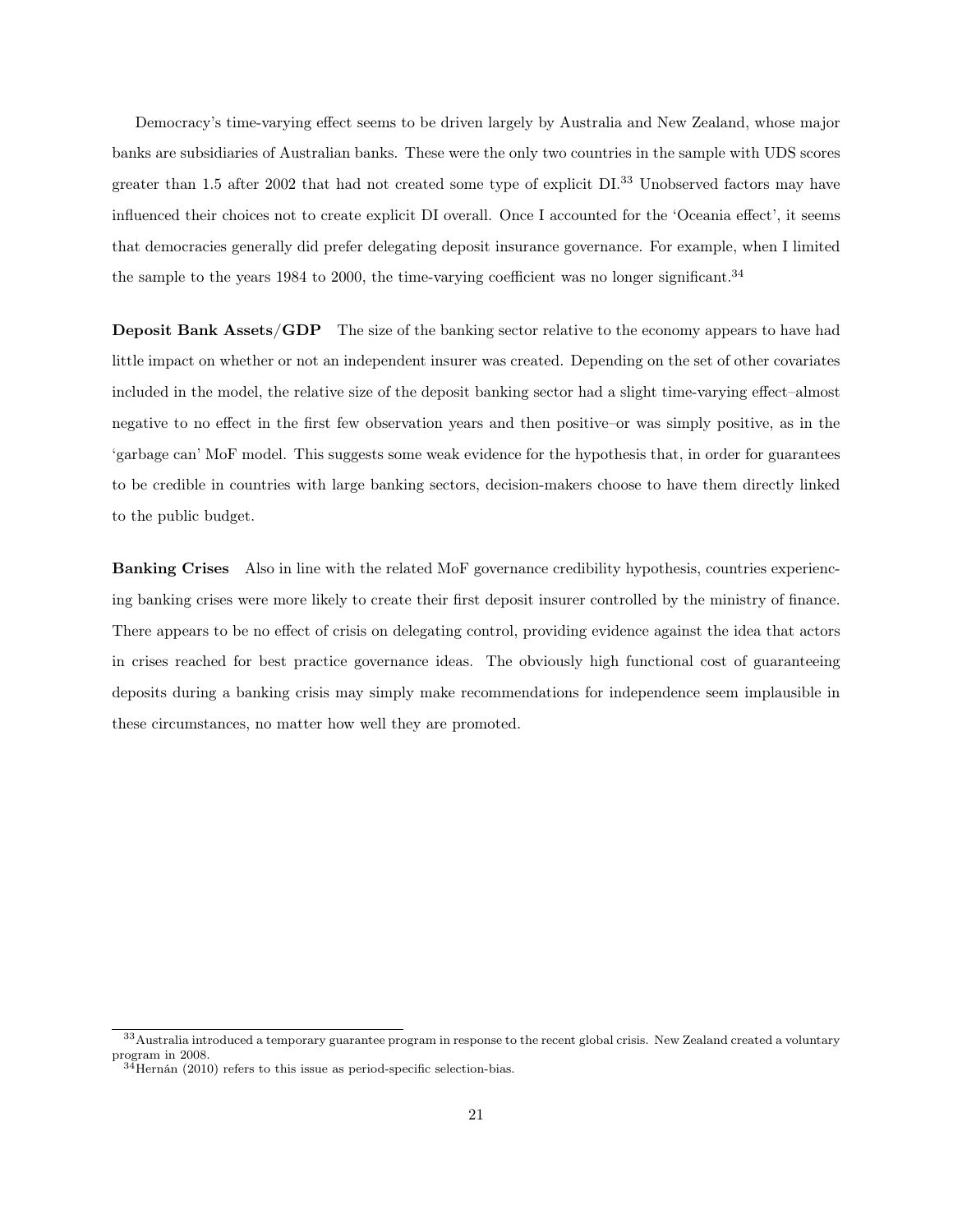Democracy's time-varying effect seems to be driven largely by Australia and New Zealand, whose major banks are subsidiaries of Australian banks. These were the only two countries in the sample with UDS scores greater than 1.5 after 2002 that had not created some type of explicit DI.[33] Unobserved factors may have influenced their choices not to create explicit DI overall. Once I accounted for the 'Oceania effect', it seems that democracies generally did prefer delegating deposit insurance governance. For example, when I limited the sample to the years 1984 to 2000, the time-varying coefficient was no longer significant.[34]

**Deposit Bank Assets/GDP** The size of the banking sector relative to the economy appears to have had little impact on whether or not an independent insurer was created. Depending on the set of other covariates included in the model, the relative size of the deposit banking sector had a slight time-varying effect–almost negative to no effect in the first few observation years and then positive–or was simply positive, as in the 'garbage can' MoF model. This suggests some weak evidence for the hypothesis that, in order for guarantees to be credible in countries with large banking sectors, decision-makers choose to have them directly linked to the public budget.

**Banking Crises** Also in line with the related MoF governance credibility hypothesis, countries experiencing banking crises were more likely to create their first deposit insurer controlled by the ministry of finance. There appears to be no effect of crisis on delegating control, providing evidence against the idea that actors in crises reached for best practice governance ideas. The obviously high functional cost of guaranteeing deposits during a banking crisis may simply make recommendations for independence seem implausible in these circumstances, no matter how well they are promoted.

---

[33] Australia introduced a temporary guarantee program in response to the recent global crisis. New Zealand created a voluntary program in 2008.

[34] Hernán (2010) refers to this issue as period-specific selection-bias.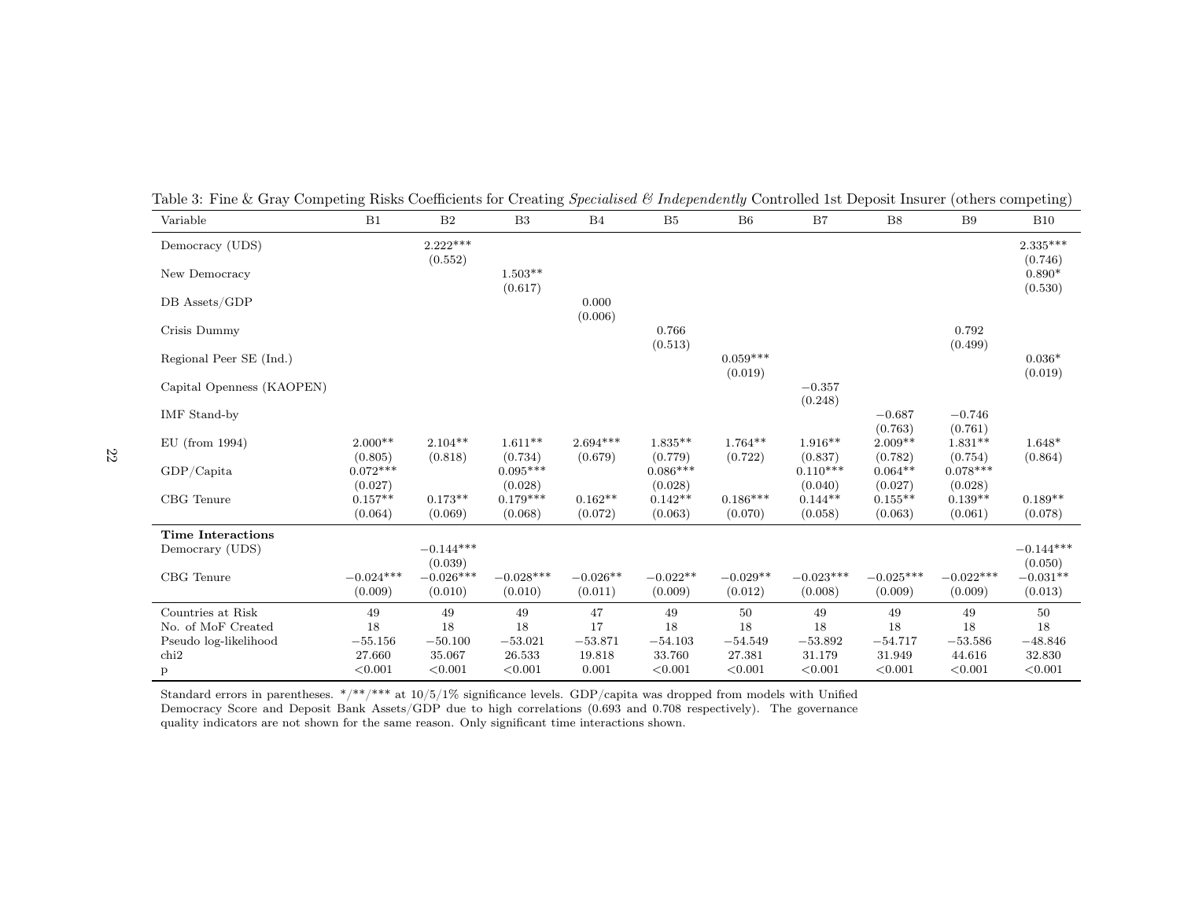Table 3: Fine & Gray Competing Risks Coefficients for Creating *Specialised & Independently* Controlled 1st Deposit Insurer (others competing)

| Variable | B1 | B2 | B3 | B4 | B5 | B6 | B7 | B8 | B9 | B10 |
|---|---|---|---|---|---|---|---|---|---|---|
| Democracy (UDS) | | 2.222*** | | | | | | | | 2.335*** |
| | | (0.552) | | | | | | | | (0.746) |
| New Democracy | | | 1.503** | | | | | | | 0.890* |
| | | | (0.617) | | | | | | | (0.530) |
| DB Assets/GDP | | | | 0.000 | | | | | | |
| | | | | (0.006) | | | | | | |
| Crisis Dummy | | | | | 0.766 | | | | 0.792 | |
| | | | | | (0.513) | | | | (0.499) | |
| Regional Peer SE (Ind.) | | | | | | 0.059*** | | | | 0.036* |
| | | | | | | (0.019) | | | | (0.019) |
| Capital Openness (KAOPEN) | | | | | | | −0.357 | | | |
| | | | | | | | (0.248) | | | |
| IMF Stand-by | | | | | | | | −0.687 | −0.746 | |
| | | | | | | | | (0.763) | (0.761) | |
| EU (from 1994) | 2.000** | 2.104** | 1.611** | 2.694*** | 1.835** | 1.764** | 1.916** | 2.009** | 1.831** | 1.648* |
| | (0.805) | (0.818) | (0.734) | (0.679) | (0.779) | (0.722) | (0.837) | (0.782) | (0.754) | (0.864) |
| GDP/Capita | 0.072*** | | 0.095*** | | 0.086*** | | 0.110*** | 0.064** | 0.078*** | |
| | (0.027) | | (0.028) | | (0.028) | | (0.040) | (0.027) | (0.028) | |
| CBG Tenure | 0.157** | 0.173** | 0.179*** | 0.162** | 0.142** | 0.186*** | 0.144** | 0.155** | 0.139** | 0.189** |
| | (0.064) | (0.069) | (0.068) | (0.072) | (0.063) | (0.070) | (0.058) | (0.063) | (0.061) | (0.078) |
| **Time Interactions** | | | | | | | | | | |
| Democrary (UDS) | | −0.144*** | | | | | | | | −0.144*** |
| | | (0.039) | | | | | | | | (0.050) |
| CBG Tenure | −0.024*** | −0.026*** | −0.028*** | −0.026** | −0.022** | −0.029** | −0.023*** | −0.025*** | −0.022*** | −0.031** |
| | (0.009) | (0.010) | (0.010) | (0.011) | (0.009) | (0.012) | (0.008) | (0.009) | (0.009) | (0.013) |
| Countries at Risk | 49 | 49 | 49 | 47 | 49 | 50 | 49 | 49 | 49 | 50 |
| No. of MoF Created | 18 | 18 | 18 | 17 | 18 | 18 | 18 | 18 | 18 | 18 |
| Pseudo log-likelihood | −55.156 | −50.100 | −53.021 | −53.871 | −54.103 | −54.549 | −53.892 | −54.717 | −53.586 | −48.846 |
| chi2 | 27.660 | 35.067 | 26.533 | 19.818 | 33.760 | 27.381 | 31.179 | 31.949 | 44.616 | 32.830 |
| p | <0.001 | <0.001 | <0.001 | 0.001 | <0.001 | <0.001 | <0.001 | <0.001 | <0.001 | <0.001 |

Standard errors in parentheses. */**/*** at 10/5/1% significance levels. GDP/capita was dropped from models with Unified Democracy Score and Deposit Bank Assets/GDP due to high correlations (0.693 and 0.708 respectively). The governance quality indicators are not shown for the same reason. Only significant time interactions shown.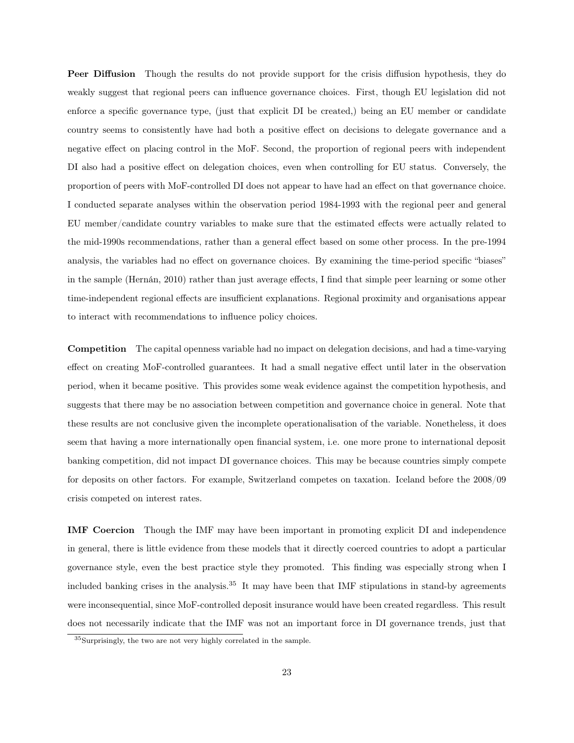**Peer Diffusion** Though the results do not provide support for the crisis diffusion hypothesis, they do weakly suggest that regional peers can influence governance choices. First, though EU legislation did not enforce a specific governance type, (just that explicit DI be created,) being an EU member or candidate country seems to consistently have had both a positive effect on decisions to delegate governance and a negative effect on placing control in the MoF. Second, the proportion of regional peers with independent DI also had a positive effect on delegation choices, even when controlling for EU status. Conversely, the proportion of peers with MoF-controlled DI does not appear to have had an effect on that governance choice. I conducted separate analyses within the observation period 1984-1993 with the regional peer and general EU member/candidate country variables to make sure that the estimated effects were actually related to the mid-1990s recommendations, rather than a general effect based on some other process. In the pre-1994 analysis, the variables had no effect on governance choices. By examining the time-period specific "biases" in the sample (Hernán, 2010) rather than just average effects, I find that simple peer learning or some other time-independent regional effects are insufficient explanations. Regional proximity and organisations appear to interact with recommendations to influence policy choices.

**Competition** The capital openness variable had no impact on delegation decisions, and had a time-varying effect on creating MoF-controlled guarantees. It had a small negative effect until later in the observation period, when it became positive. This provides some weak evidence against the competition hypothesis, and suggests that there may be no association between competition and governance choice in general. Note that these results are not conclusive given the incomplete operationalisation of the variable. Nonetheless, it does seem that having a more internationally open financial system, i.e. one more prone to international deposit banking competition, did not impact DI governance choices. This may be because countries simply compete for deposits on other factors. For example, Switzerland competes on taxation. Iceland before the 2008/09 crisis competed on interest rates.

**IMF Coercion** Though the IMF may have been important in promoting explicit DI and independence in general, there is little evidence from these models that it directly coerced countries to adopt a particular governance style, even the best practice style they promoted. This finding was especially strong when I included banking crises in the analysis.[35] It may have been that IMF stipulations in stand-by agreements were inconsequential, since MoF-controlled deposit insurance would have been created regardless. This result does not necessarily indicate that the IMF was not an important force in DI governance trends, just that

[35] Surprisingly, the two are not very highly correlated in the sample.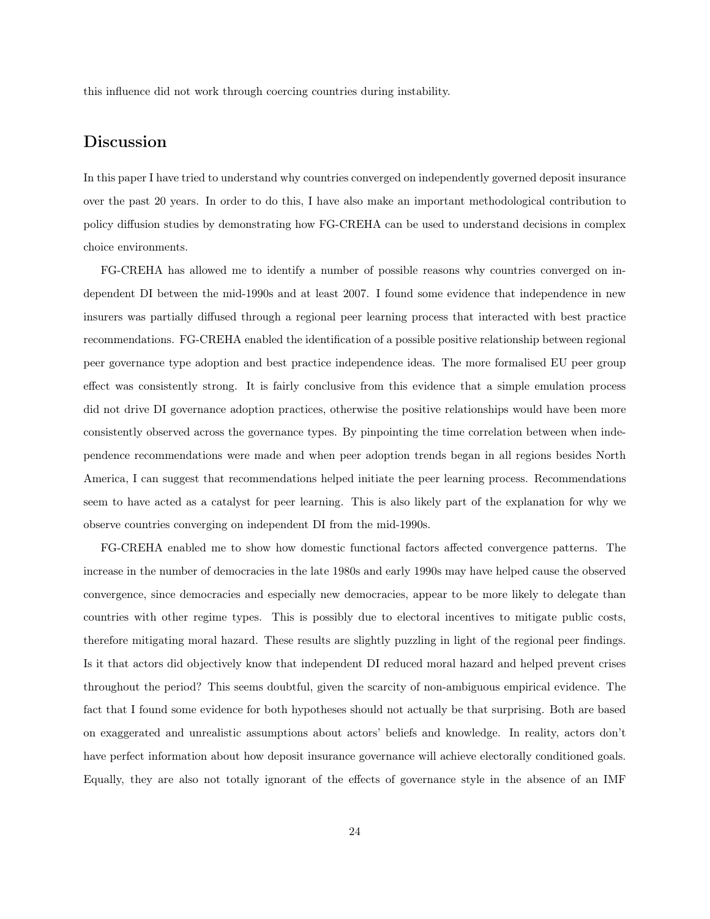this influence did not work through coercing countries during instability.

## Discussion

In this paper I have tried to understand why countries converged on independently governed deposit insurance over the past 20 years. In order to do this, I have also make an important methodological contribution to policy diffusion studies by demonstrating how FG-CREHA can be used to understand decisions in complex choice environments.

FG-CREHA has allowed me to identify a number of possible reasons why countries converged on independent DI between the mid-1990s and at least 2007. I found some evidence that independence in new insurers was partially diffused through a regional peer learning process that interacted with best practice recommendations. FG-CREHA enabled the identification of a possible positive relationship between regional peer governance type adoption and best practice independence ideas. The more formalised EU peer group effect was consistently strong. It is fairly conclusive from this evidence that a simple emulation process did not drive DI governance adoption practices, otherwise the positive relationships would have been more consistently observed across the governance types. By pinpointing the time correlation between when independence recommendations were made and when peer adoption trends began in all regions besides North America, I can suggest that recommendations helped initiate the peer learning process. Recommendations seem to have acted as a catalyst for peer learning. This is also likely part of the explanation for why we observe countries converging on independent DI from the mid-1990s.

FG-CREHA enabled me to show how domestic functional factors affected convergence patterns. The increase in the number of democracies in the late 1980s and early 1990s may have helped cause the observed convergence, since democracies and especially new democracies, appear to be more likely to delegate than countries with other regime types. This is possibly due to electoral incentives to mitigate public costs, therefore mitigating moral hazard. These results are slightly puzzling in light of the regional peer findings. Is it that actors did objectively know that independent DI reduced moral hazard and helped prevent crises throughout the period? This seems doubtful, given the scarcity of non-ambiguous empirical evidence. The fact that I found some evidence for both hypotheses should not actually be that surprising. Both are based on exaggerated and unrealistic assumptions about actors' beliefs and knowledge. In reality, actors don't have perfect information about how deposit insurance governance will achieve electorally conditioned goals. Equally, they are also not totally ignorant of the effects of governance style in the absence of an IMF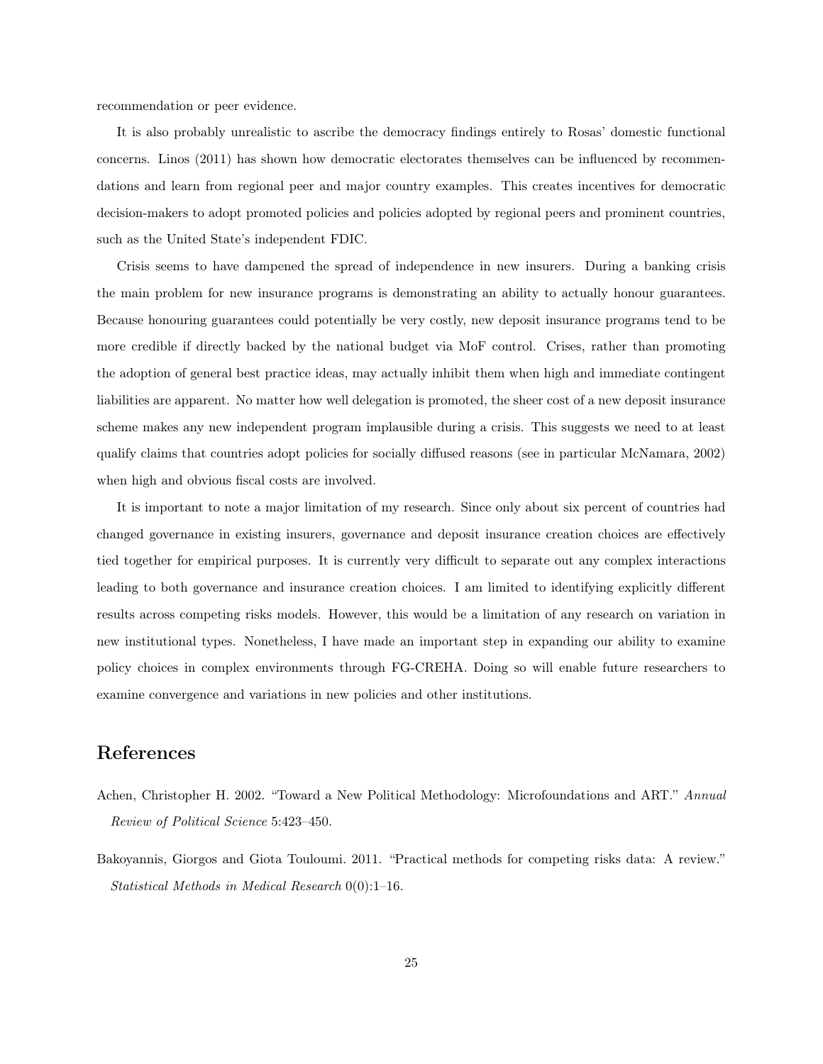recommendation or peer evidence.

It is also probably unrealistic to ascribe the democracy findings entirely to Rosas' domestic functional concerns. Linos (2011) has shown how democratic electorates themselves can be influenced by recommendations and learn from regional peer and major country examples. This creates incentives for democratic decision-makers to adopt promoted policies and policies adopted by regional peers and prominent countries, such as the United State's independent FDIC.

Crisis seems to have dampened the spread of independence in new insurers. During a banking crisis the main problem for new insurance programs is demonstrating an ability to actually honour guarantees. Because honouring guarantees could potentially be very costly, new deposit insurance programs tend to be more credible if directly backed by the national budget via MoF control. Crises, rather than promoting the adoption of general best practice ideas, may actually inhibit them when high and immediate contingent liabilities are apparent. No matter how well delegation is promoted, the sheer cost of a new deposit insurance scheme makes any new independent program implausible during a crisis. This suggests we need to at least qualify claims that countries adopt policies for socially diffused reasons (see in particular McNamara, 2002) when high and obvious fiscal costs are involved.

It is important to note a major limitation of my research. Since only about six percent of countries had changed governance in existing insurers, governance and deposit insurance creation choices are effectively tied together for empirical purposes. It is currently very difficult to separate out any complex interactions leading to both governance and insurance creation choices. I am limited to identifying explicitly different results across competing risks models. However, this would be a limitation of any research on variation in new institutional types. Nonetheless, I have made an important step in expanding our ability to examine policy choices in complex environments through FG-CREHA. Doing so will enable future researchers to examine convergence and variations in new policies and other institutions.

# References

Achen, Christopher H. 2002. "Toward a New Political Methodology: Microfoundations and ART." *Annual Review of Political Science* 5:423–450.

Bakoyannis, Giorgos and Giota Touloumi. 2011. "Practical methods for competing risks data: A review." *Statistical Methods in Medical Research* 0(0):1–16.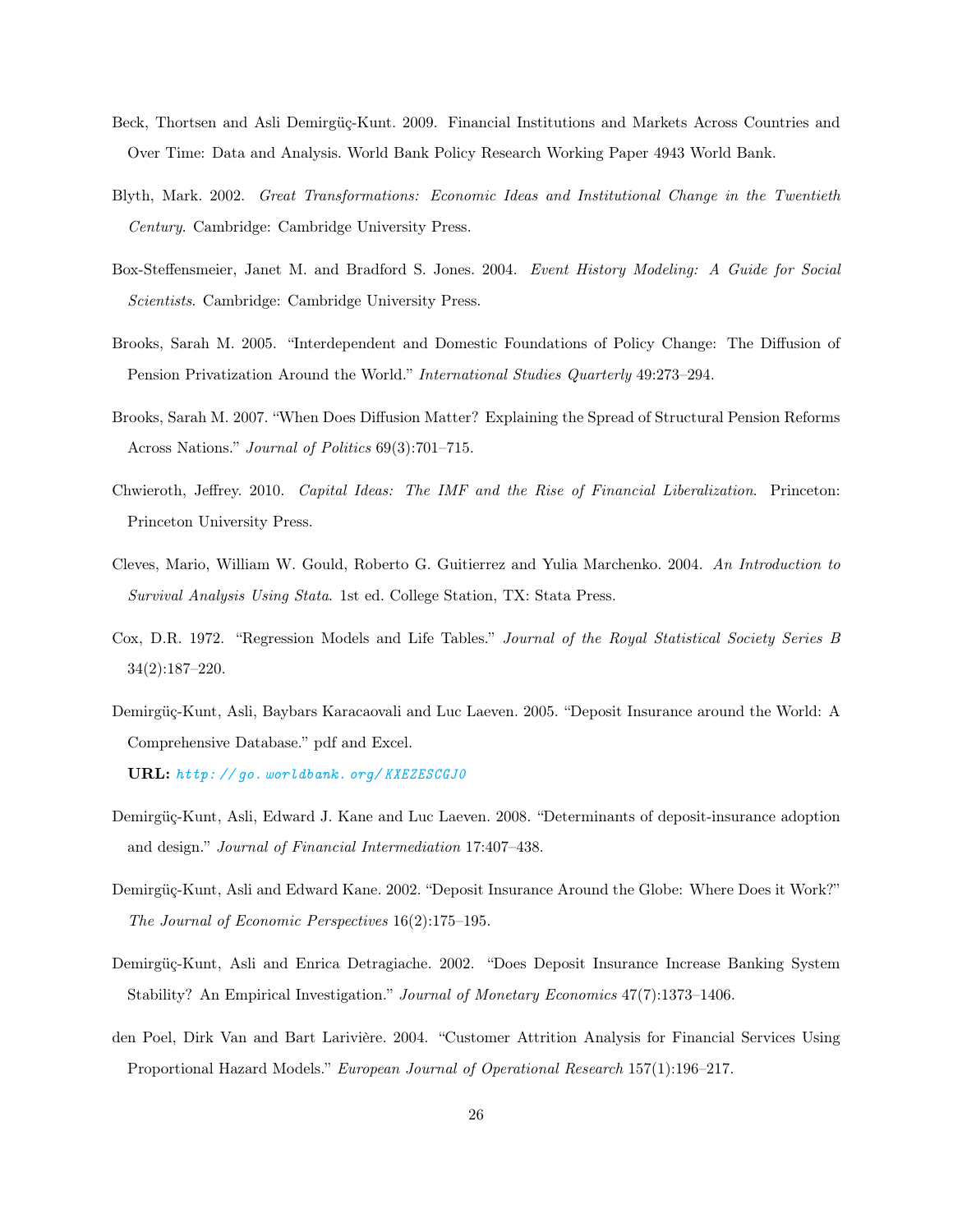Beck, Thortsen and Asli Demirgüç-Kunt. 2009. Financial Institutions and Markets Across Countries and Over Time: Data and Analysis. World Bank Policy Research Working Paper 4943 World Bank.

Blyth, Mark. 2002. *Great Transformations: Economic Ideas and Institutional Change in the Twentieth Century*. Cambridge: Cambridge University Press.

Box-Steffensmeier, Janet M. and Bradford S. Jones. 2004. *Event History Modeling: A Guide for Social Scientists*. Cambridge: Cambridge University Press.

Brooks, Sarah M. 2005. "Interdependent and Domestic Foundations of Policy Change: The Diffusion of Pension Privatization Around the World." *International Studies Quarterly* 49:273–294.

Brooks, Sarah M. 2007. "When Does Diffusion Matter? Explaining the Spread of Structural Pension Reforms Across Nations." *Journal of Politics* 69(3):701–715.

Chwieroth, Jeffrey. 2010. *Capital Ideas: The IMF and the Rise of Financial Liberalization*. Princeton: Princeton University Press.

Cleves, Mario, William W. Gould, Roberto G. Guitierrez and Yulia Marchenko. 2004. *An Introduction to Survival Analysis Using Stata*. 1st ed. College Station, TX: Stata Press.

Cox, D.R. 1972. "Regression Models and Life Tables." *Journal of the Royal Statistical Society Series B* 34(2):187–220.

Demirgüç-Kunt, Asli, Baybars Karacaovali and Luc Laeven. 2005. "Deposit Insurance around the World: A Comprehensive Database." pdf and Excel.
**URL:** *http://go.worldbank.org/KXEZESCGJ0*

Demirgüç-Kunt, Asli, Edward J. Kane and Luc Laeven. 2008. "Determinants of deposit-insurance adoption and design." *Journal of Financial Intermediation* 17:407–438.

Demirgüç-Kunt, Asli and Edward Kane. 2002. "Deposit Insurance Around the Globe: Where Does it Work?" *The Journal of Economic Perspectives* 16(2):175–195.

Demirgüç-Kunt, Asli and Enrica Detragiache. 2002. "Does Deposit Insurance Increase Banking System Stability? An Empirical Investigation." *Journal of Monetary Economics* 47(7):1373–1406.

den Poel, Dirk Van and Bart Larivière. 2004. "Customer Attrition Analysis for Financial Services Using Proportional Hazard Models." *European Journal of Operational Research* 157(1):196–217.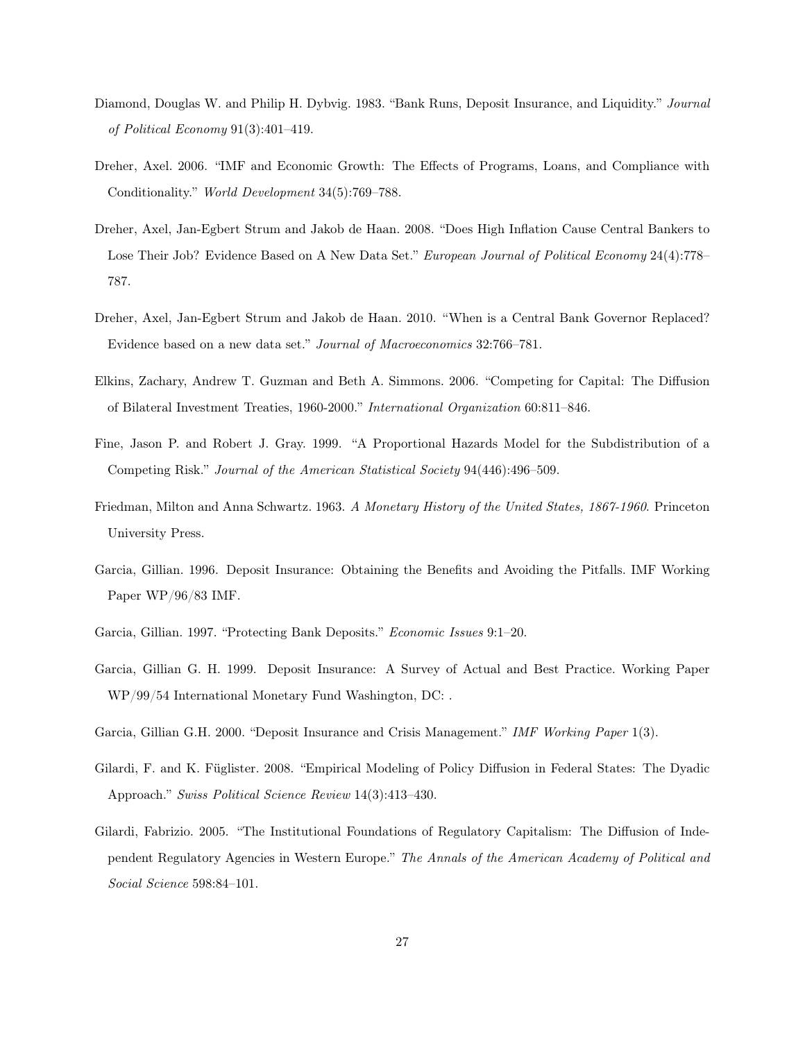Diamond, Douglas W. and Philip H. Dybvig. 1983. "Bank Runs, Deposit Insurance, and Liquidity." *Journal of Political Economy* 91(3):401–419.

Dreher, Axel. 2006. "IMF and Economic Growth: The Effects of Programs, Loans, and Compliance with Conditionality." *World Development* 34(5):769–788.

Dreher, Axel, Jan-Egbert Strum and Jakob de Haan. 2008. "Does High Inflation Cause Central Bankers to Lose Their Job? Evidence Based on A New Data Set." *European Journal of Political Economy* 24(4):778–787.

Dreher, Axel, Jan-Egbert Strum and Jakob de Haan. 2010. "When is a Central Bank Governor Replaced? Evidence based on a new data set." *Journal of Macroeconomics* 32:766–781.

Elkins, Zachary, Andrew T. Guzman and Beth A. Simmons. 2006. "Competing for Capital: The Diffusion of Bilateral Investment Treaties, 1960-2000." *International Organization* 60:811–846.

Fine, Jason P. and Robert J. Gray. 1999. "A Proportional Hazards Model for the Subdistribution of a Competing Risk." *Journal of the American Statistical Society* 94(446):496–509.

Friedman, Milton and Anna Schwartz. 1963. *A Monetary History of the United States, 1867-1960*. Princeton University Press.

Garcia, Gillian. 1996. Deposit Insurance: Obtaining the Benefits and Avoiding the Pitfalls. IMF Working Paper WP/96/83 IMF.

Garcia, Gillian. 1997. "Protecting Bank Deposits." *Economic Issues* 9:1–20.

Garcia, Gillian G. H. 1999. Deposit Insurance: A Survey of Actual and Best Practice. Working Paper WP/99/54 International Monetary Fund Washington, DC: .

Garcia, Gillian G.H. 2000. "Deposit Insurance and Crisis Management." *IMF Working Paper* 1(3).

Gilardi, F. and K. Füglister. 2008. "Empirical Modeling of Policy Diffusion in Federal States: The Dyadic Approach." *Swiss Political Science Review* 14(3):413–430.

Gilardi, Fabrizio. 2005. "The Institutional Foundations of Regulatory Capitalism: The Diffusion of Independent Regulatory Agencies in Western Europe." *The Annals of the American Academy of Political and Social Science* 598:84–101.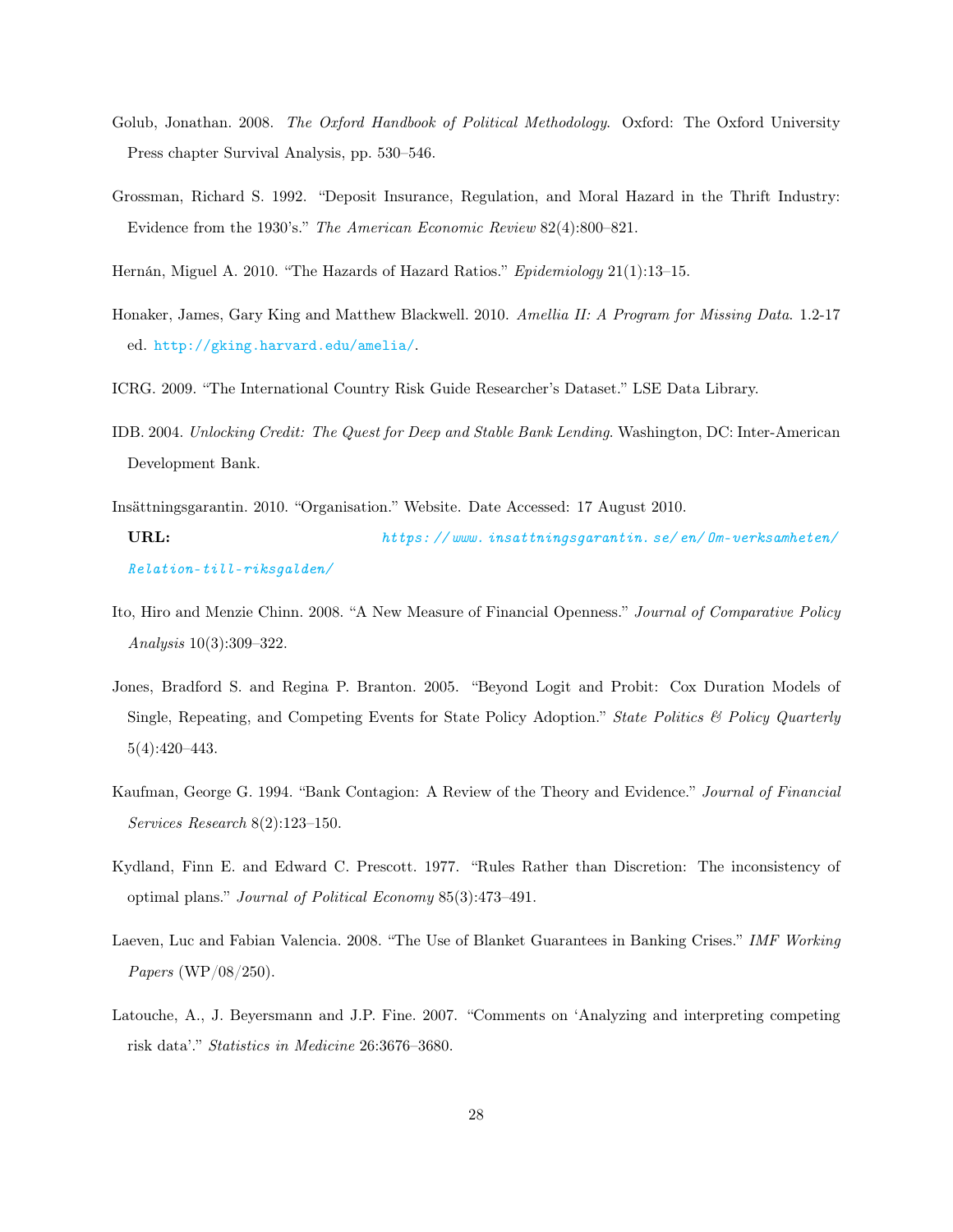Golub, Jonathan. 2008. *The Oxford Handbook of Political Methodology*. Oxford: The Oxford University Press chapter Survival Analysis, pp. 530–546.

Grossman, Richard S. 1992. "Deposit Insurance, Regulation, and Moral Hazard in the Thrift Industry: Evidence from the 1930's." *The American Economic Review* 82(4):800–821.

Hernán, Miguel A. 2010. "The Hazards of Hazard Ratios." *Epidemiology* 21(1):13–15.

Honaker, James, Gary King and Matthew Blackwell. 2010. *Amellia II: A Program for Missing Data*. 1.2-17 ed. http://gking.harvard.edu/amelia/.

ICRG. 2009. "The International Country Risk Guide Researcher's Dataset." LSE Data Library.

IDB. 2004. *Unlocking Credit: The Quest for Deep and Stable Bank Lending*. Washington, DC: Inter-American Development Bank.

Insättningsgarantin. 2010. "Organisation." Website. Date Accessed: 17 August 2010.
**URL:** *https://www.insattningsgarantin.se/en/Om-verksamheten/Relation-till-riksgalden/*

Ito, Hiro and Menzie Chinn. 2008. "A New Measure of Financial Openness." *Journal of Comparative Policy Analysis* 10(3):309–322.

Jones, Bradford S. and Regina P. Branton. 2005. "Beyond Logit and Probit: Cox Duration Models of Single, Repeating, and Competing Events for State Policy Adoption." *State Politics & Policy Quarterly* 5(4):420–443.

Kaufman, George G. 1994. "Bank Contagion: A Review of the Theory and Evidence." *Journal of Financial Services Research* 8(2):123–150.

Kydland, Finn E. and Edward C. Prescott. 1977. "Rules Rather than Discretion: The inconsistency of optimal plans." *Journal of Political Economy* 85(3):473–491.

Laeven, Luc and Fabian Valencia. 2008. "The Use of Blanket Guarantees in Banking Crises." *IMF Working Papers* (WP/08/250).

Latouche, A., J. Beyersmann and J.P. Fine. 2007. "Comments on 'Analyzing and interpreting competing risk data'." *Statistics in Medicine* 26:3676–3680.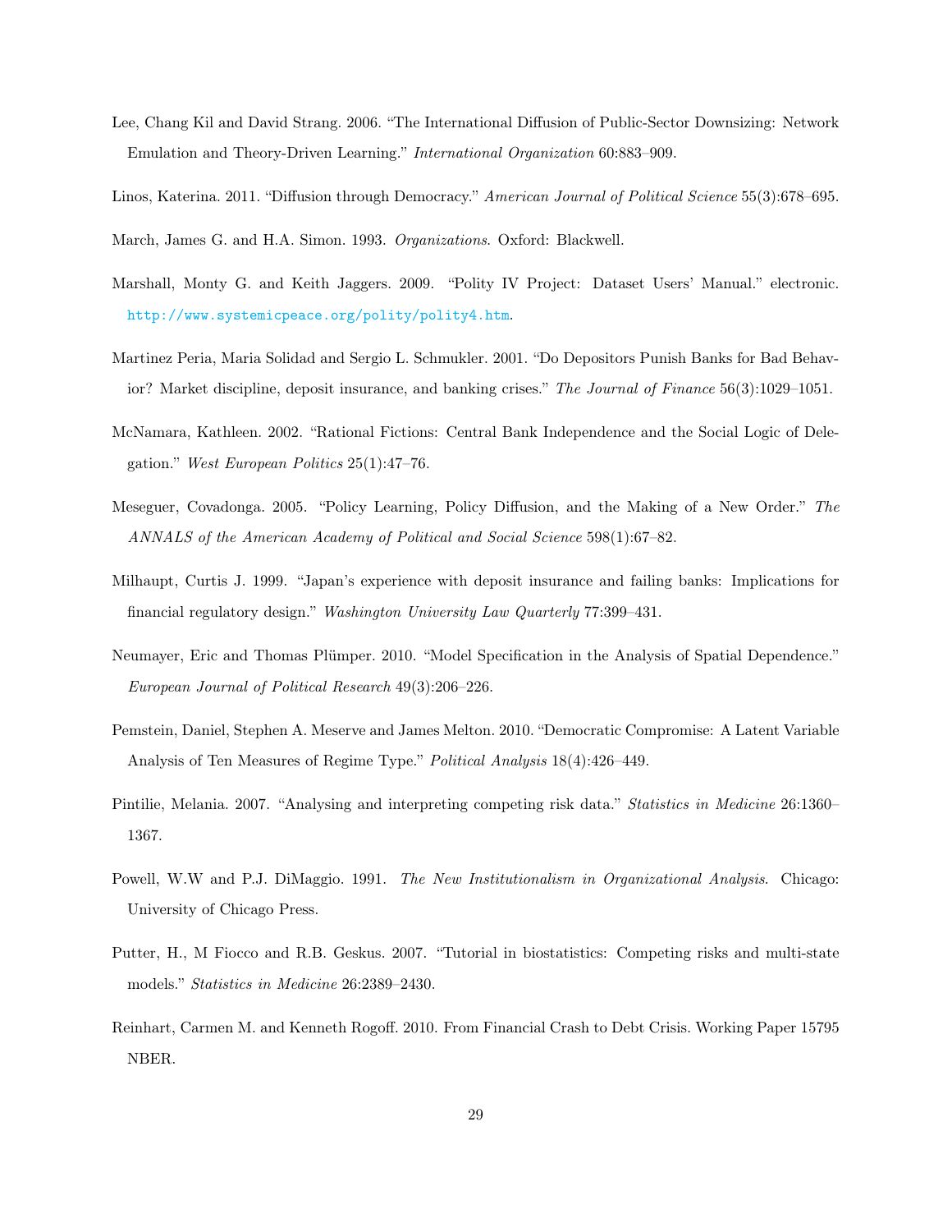Lee, Chang Kil and David Strang. 2006. "The International Diffusion of Public-Sector Downsizing: Network Emulation and Theory-Driven Learning." *International Organization* 60:883–909.

Linos, Katerina. 2011. "Diffusion through Democracy." *American Journal of Political Science* 55(3):678–695.

March, James G. and H.A. Simon. 1993. *Organizations*. Oxford: Blackwell.

Marshall, Monty G. and Keith Jaggers. 2009. "Polity IV Project: Dataset Users' Manual." electronic. http://www.systemicpeace.org/polity/polity4.htm.

Martinez Peria, Maria Solidad and Sergio L. Schmukler. 2001. "Do Depositors Punish Banks for Bad Behavior? Market discipline, deposit insurance, and banking crises." *The Journal of Finance* 56(3):1029–1051.

McNamara, Kathleen. 2002. "Rational Fictions: Central Bank Independence and the Social Logic of Delegation." *West European Politics* 25(1):47–76.

Meseguer, Covadonga. 2005. "Policy Learning, Policy Diffusion, and the Making of a New Order." *The ANNALS of the American Academy of Political and Social Science* 598(1):67–82.

Milhaupt, Curtis J. 1999. "Japan's experience with deposit insurance and failing banks: Implications for financial regulatory design." *Washington University Law Quarterly* 77:399–431.

Neumayer, Eric and Thomas Plümper. 2010. "Model Specification in the Analysis of Spatial Dependence." *European Journal of Political Research* 49(3):206–226.

Pemstein, Daniel, Stephen A. Meserve and James Melton. 2010. "Democratic Compromise: A Latent Variable Analysis of Ten Measures of Regime Type." *Political Analysis* 18(4):426–449.

Pintilie, Melania. 2007. "Analysing and interpreting competing risk data." *Statistics in Medicine* 26:1360–1367.

Powell, W.W and P.J. DiMaggio. 1991. *The New Institutionalism in Organizational Analysis*. Chicago: University of Chicago Press.

Putter, H., M Fiocco and R.B. Geskus. 2007. "Tutorial in biostatistics: Competing risks and multi-state models." *Statistics in Medicine* 26:2389–2430.

Reinhart, Carmen M. and Kenneth Rogoff. 2010. From Financial Crash to Debt Crisis. Working Paper 15795 NBER.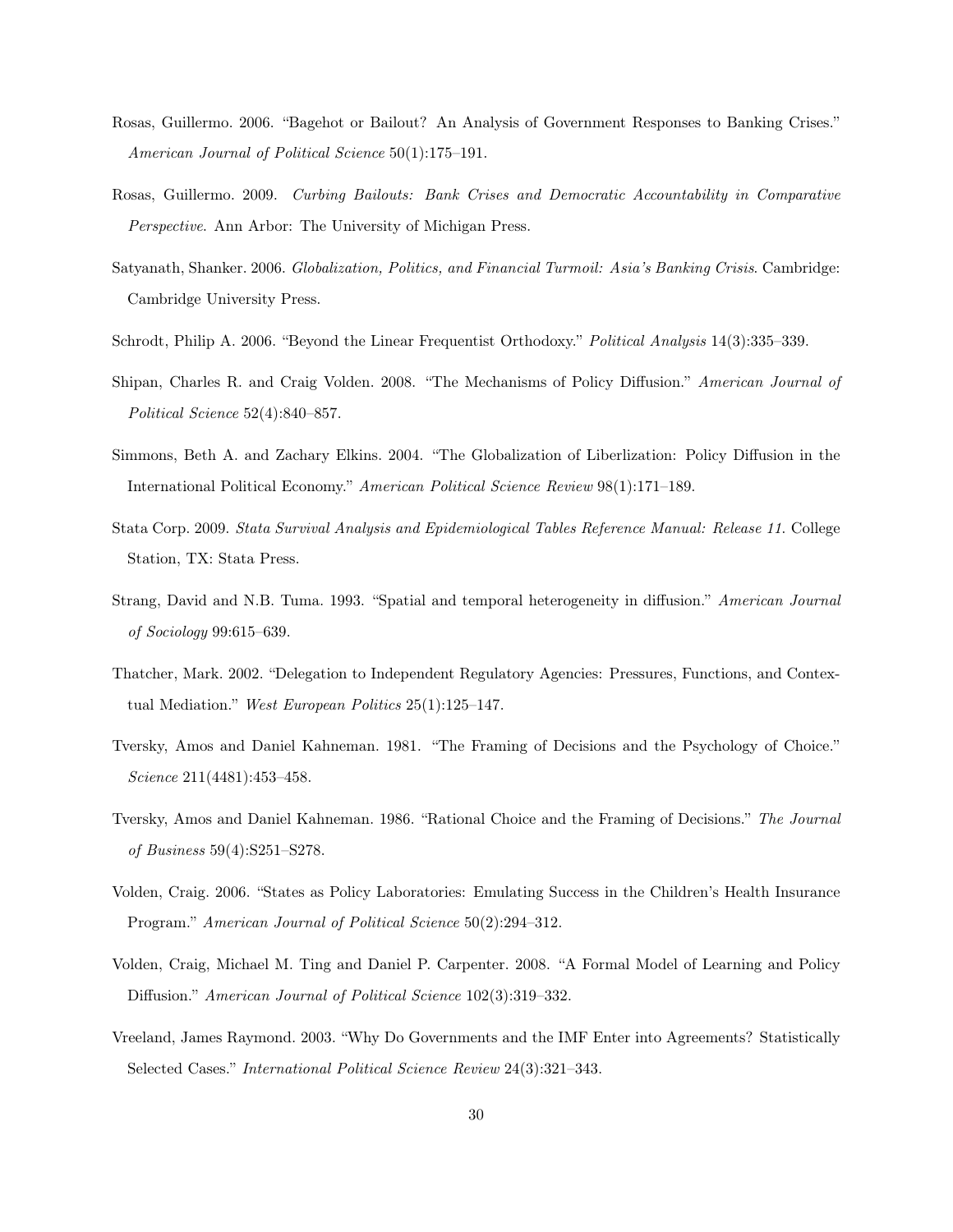Rosas, Guillermo. 2006. "Bagehot or Bailout? An Analysis of Government Responses to Banking Crises." *American Journal of Political Science* 50(1):175–191.

Rosas, Guillermo. 2009. *Curbing Bailouts: Bank Crises and Democratic Accountability in Comparative Perspective*. Ann Arbor: The University of Michigan Press.

Satyanath, Shanker. 2006. *Globalization, Politics, and Financial Turmoil: Asia's Banking Crisis*. Cambridge: Cambridge University Press.

Schrodt, Philip A. 2006. "Beyond the Linear Frequentist Orthodoxy." *Political Analysis* 14(3):335–339.

Shipan, Charles R. and Craig Volden. 2008. "The Mechanisms of Policy Diffusion." *American Journal of Political Science* 52(4):840–857.

Simmons, Beth A. and Zachary Elkins. 2004. "The Globalization of Liberlization: Policy Diffusion in the International Political Economy." *American Political Science Review* 98(1):171–189.

Stata Corp. 2009. *Stata Survival Analysis and Epidemiological Tables Reference Manual: Release 11*. College Station, TX: Stata Press.

Strang, David and N.B. Tuma. 1993. "Spatial and temporal heterogeneity in diffusion." *American Journal of Sociology* 99:615–639.

Thatcher, Mark. 2002. "Delegation to Independent Regulatory Agencies: Pressures, Functions, and Contextual Mediation." *West European Politics* 25(1):125–147.

Tversky, Amos and Daniel Kahneman. 1981. "The Framing of Decisions and the Psychology of Choice." *Science* 211(4481):453–458.

Tversky, Amos and Daniel Kahneman. 1986. "Rational Choice and the Framing of Decisions." *The Journal of Business* 59(4):S251–S278.

Volden, Craig. 2006. "States as Policy Laboratories: Emulating Success in the Children's Health Insurance Program." *American Journal of Political Science* 50(2):294–312.

Volden, Craig, Michael M. Ting and Daniel P. Carpenter. 2008. "A Formal Model of Learning and Policy Diffusion." *American Journal of Political Science* 102(3):319–332.

Vreeland, James Raymond. 2003. "Why Do Governments and the IMF Enter into Agreements? Statistically Selected Cases." *International Political Science Review* 24(3):321–343.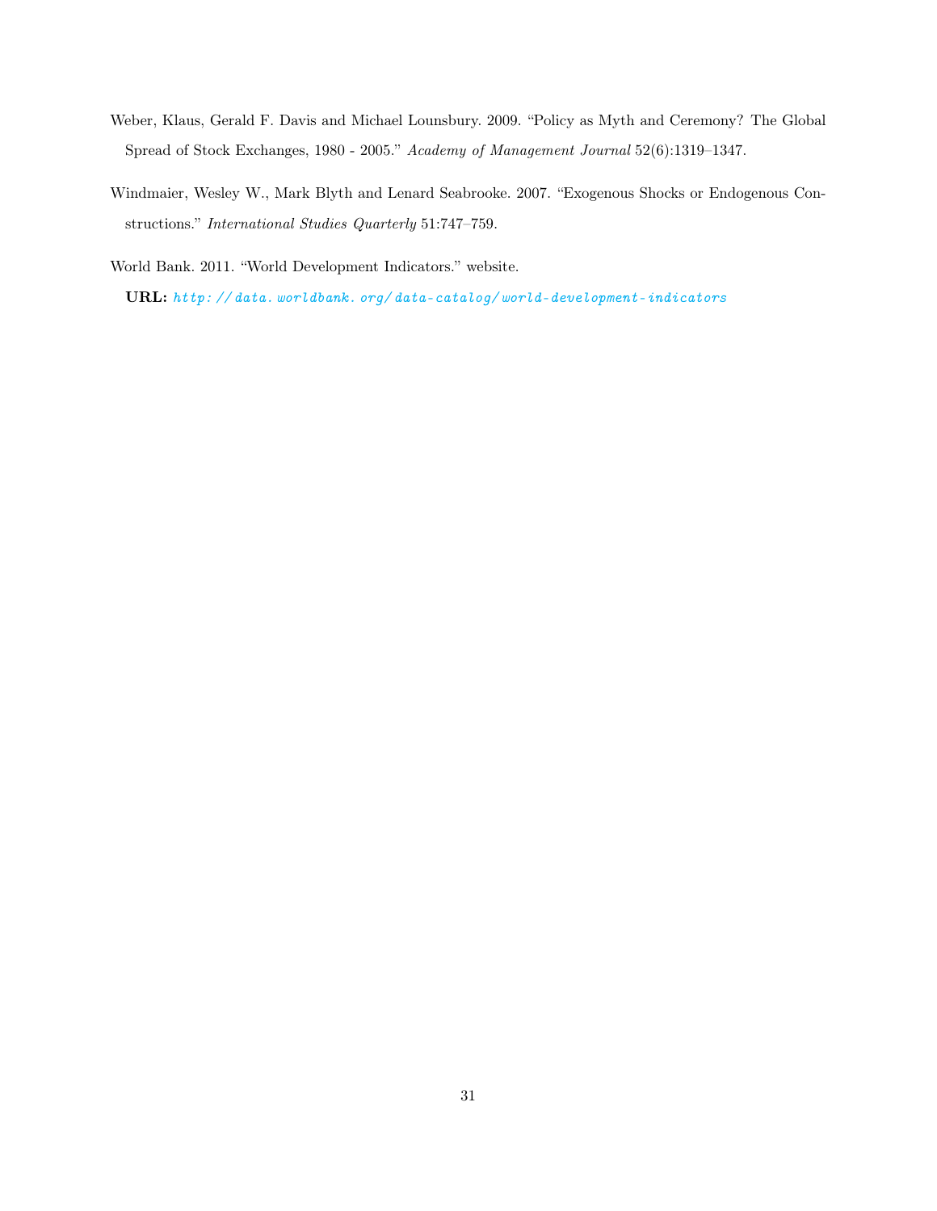Weber, Klaus, Gerald F. Davis and Michael Lounsbury. 2009. "Policy as Myth and Ceremony? The Global Spread of Stock Exchanges, 1980 - 2005." *Academy of Management Journal* 52(6):1319–1347.

Windmaier, Wesley W., Mark Blyth and Lenard Seabrooke. 2007. "Exogenous Shocks or Endogenous Constructions." *International Studies Quarterly* 51:747–759.

World Bank. 2011. "World Development Indicators." website.
**URL:** *http://data.worldbank.org/data-catalog/world-development-indicators*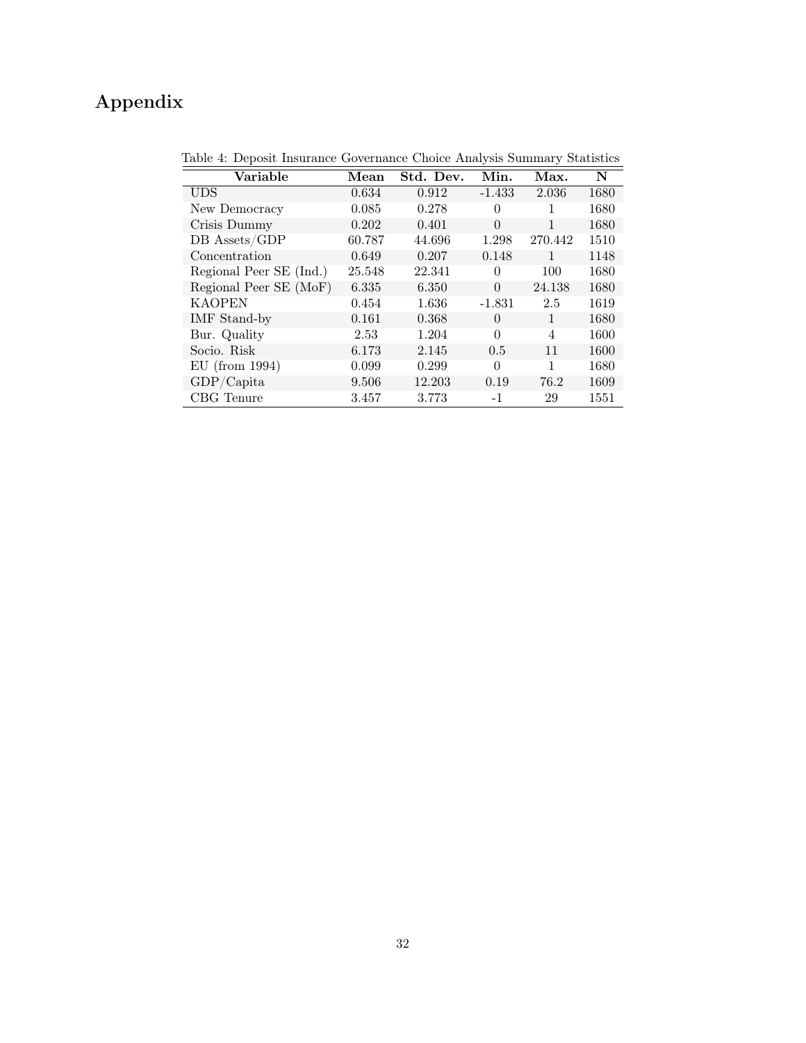# Appendix

Table 4: Deposit Insurance Governance Choice Analysis Summary Statistics

| Variable | Mean | Std. Dev. | Min. | Max. | N |
|---|---|---|---|---|---|
| UDS | 0.634 | 0.912 | -1.433 | 2.036 | 1680 |
| New Democracy | 0.085 | 0.278 | 0 | 1 | 1680 |
| Crisis Dummy | 0.202 | 0.401 | 0 | 1 | 1680 |
| DB Assets/GDP | 60.787 | 44.696 | 1.298 | 270.442 | 1510 |
| Concentration | 0.649 | 0.207 | 0.148 | 1 | 1148 |
| Regional Peer SE (Ind.) | 25.548 | 22.341 | 0 | 100 | 1680 |
| Regional Peer SE (MoF) | 6.335 | 6.350 | 0 | 24.138 | 1680 |
| KAOPEN | 0.454 | 1.636 | -1.831 | 2.5 | 1619 |
| IMF Stand-by | 0.161 | 0.368 | 0 | 1 | 1680 |
| Bur. Quality | 2.53 | 1.204 | 0 | 4 | 1600 |
| Socio. Risk | 6.173 | 2.145 | 0.5 | 11 | 1600 |
| EU (from 1994) | 0.099 | 0.299 | 0 | 1 | 1680 |
| GDP/Capita | 9.506 | 12.203 | 0.19 | 76.2 | 1609 |
| CBG Tenure | 3.457 | 3.773 | -1 | 29 | 1551 |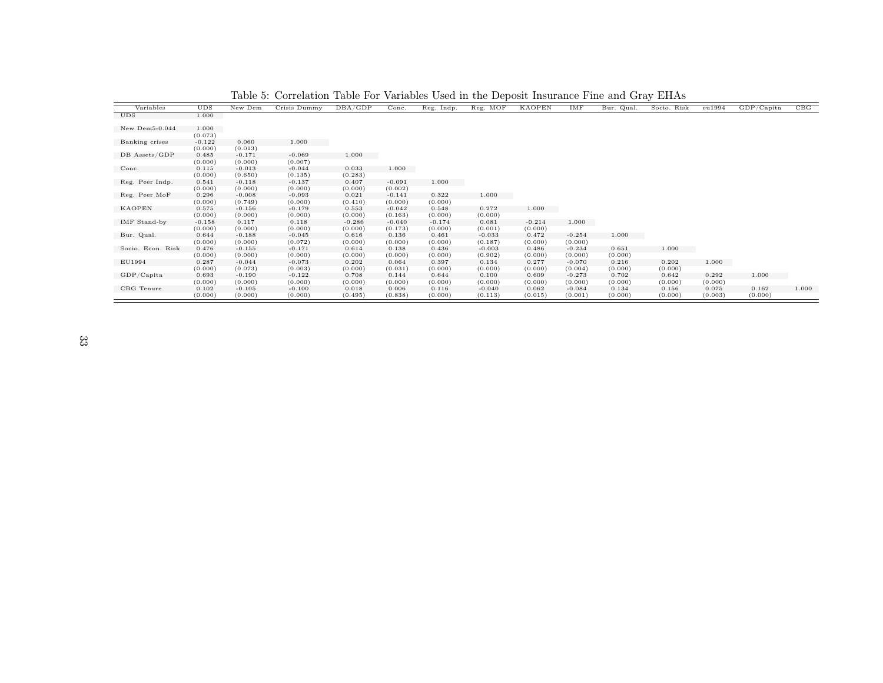Table 5: Correlation Table For Variables Used in the Deposit Insurance Fine and Gray EHAs

| Variables | UDS | New Dem | Crisis Dummy | DBA/GDP | Conc. | Reg. Indp. | Reg. MOF | KAOPEN | IMF | Bur. Qual. | Socio. Risk | eu1994 | GDP/Capita | CBG |
|---|---|---|---|---|---|---|---|---|---|---|---|---|---|---|
| UDS | 1.000 | | | | | | | | | | | | | |
| New Dem5-0.044 | 1.000 | | | | | | | | | | | | | |
| | (0.073) | | | | | | | | | | | | | |
| Banking crises | -0.122 | 0.060 | 1.000 | | | | | | | | | | | |
| | (0.000) | (0.013) | | | | | | | | | | | | |
| DB Assets/GDP | 0.485 | -0.171 | -0.069 | 1.000 | | | | | | | | | | |
| | (0.000) | (0.000) | (0.007) | | | | | | | | | | | |
| Conc. | 0.115 | -0.013 | -0.044 | 0.033 | 1.000 | | | | | | | | | |
| | (0.000) | (0.650) | (0.135) | (0.283) | | | | | | | | | | |
| Reg. Peer Indp. | 0.541 | -0.118 | -0.137 | 0.407 | -0.091 | 1.000 | | | | | | | | |
| | (0.000) | (0.000) | (0.000) | (0.000) | (0.002) | | | | | | | | | |
| Reg. Peer MoF | 0.296 | -0.008 | -0.093 | 0.021 | -0.141 | 0.322 | 1.000 | | | | | | | |
| | (0.000) | (0.749) | (0.000) | (0.410) | (0.000) | (0.000) | | | | | | | | |
| KAOPEN | 0.575 | -0.156 | -0.179 | 0.553 | -0.042 | 0.548 | 0.272 | 1.000 | | | | | | |
| | (0.000) | (0.000) | (0.000) | (0.000) | (0.163) | (0.000) | (0.000) | | | | | | | |
| IMF Stand-by | -0.158 | 0.117 | 0.118 | -0.286 | -0.040 | -0.174 | 0.081 | -0.214 | 1.000 | | | | | |
| | (0.000) | (0.000) | (0.000) | (0.000) | (0.173) | (0.000) | (0.001) | (0.000) | | | | | | |
| Bur. Qual. | 0.644 | -0.188 | -0.045 | 0.616 | 0.136 | 0.461 | -0.033 | 0.472 | -0.254 | 1.000 | | | | |
| | (0.000) | (0.000) | (0.072) | (0.000) | (0.000) | (0.000) | (0.187) | (0.000) | (0.000) | | | | | |
| Socio. Econ. Risk | 0.476 | -0.155 | -0.171 | 0.614 | 0.138 | 0.436 | -0.003 | 0.486 | -0.234 | 0.651 | 1.000 | | | |
| | (0.000) | (0.000) | (0.000) | (0.000) | (0.000) | (0.000) | (0.902) | (0.000) | (0.000) | (0.000) | | | | |
| EU1994 | 0.287 | -0.044 | -0.073 | 0.202 | 0.064 | 0.397 | 0.134 | 0.277 | -0.070 | 0.216 | 0.202 | 1.000 | | |
| | (0.000) | (0.073) | (0.003) | (0.000) | (0.031) | (0.000) | (0.000) | (0.000) | (0.004) | (0.000) | (0.000) | | | |
| GDP/Capita | 0.693 | -0.190 | -0.122 | 0.708 | 0.144 | 0.644 | 0.100 | 0.609 | -0.273 | 0.702 | 0.642 | 0.292 | 1.000 | |
| | (0.000) | (0.000) | (0.000) | (0.000) | (0.000) | (0.000) | (0.000) | (0.000) | (0.000) | (0.000) | (0.000) | (0.000) | | |
| CBG Tenure | 0.102 | -0.105 | -0.100 | 0.018 | 0.006 | 0.116 | -0.040 | 0.062 | -0.084 | 0.134 | 0.156 | 0.075 | 0.162 | 1.000 |
| | (0.000) | (0.000) | (0.000) | (0.495) | (0.838) | (0.000) | (0.113) | (0.015) | (0.001) | (0.000) | (0.000) | (0.003) | (0.000) | |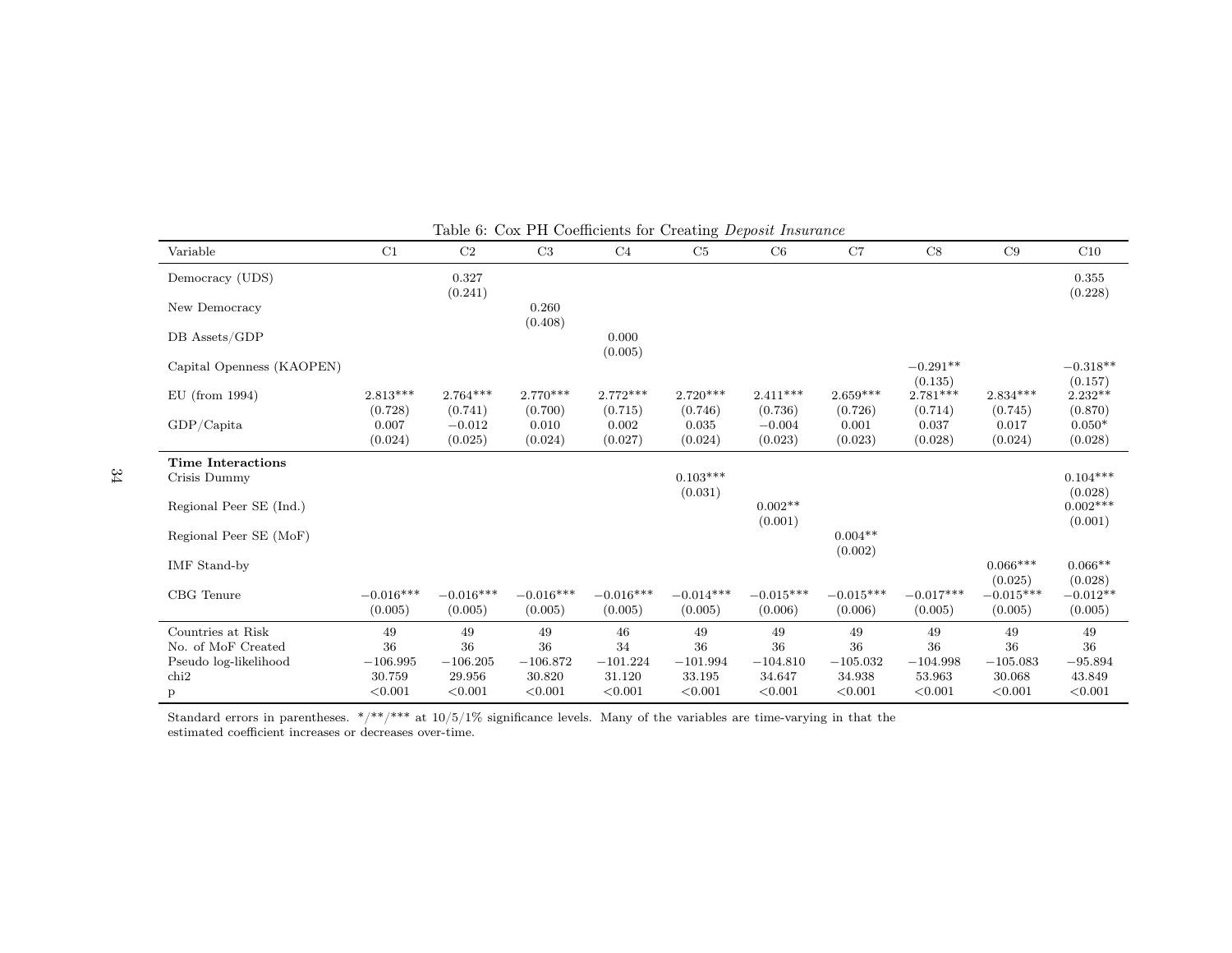Table 6: Cox PH Coefficients for Creating *Deposit Insurance*

| Variable | C1 | C2 | C3 | C4 | C5 | C6 | C7 | C8 | C9 | C10 |
|---|---|---|---|---|---|---|---|---|---|---|
| Democracy (UDS) | | 0.327 | | | | | | | | 0.355 |
| | | (0.241) | | | | | | | | (0.228) |
| New Democracy | | | 0.260 | | | | | | | |
| | | | (0.408) | | | | | | | |
| DB Assets/GDP | | | | 0.000 | | | | | | |
| | | | | (0.005) | | | | | | |
| Capital Openness (KAOPEN) | | | | | | | | −0.291** | | −0.318** |
| | | | | | | | | (0.135) | | (0.157) |
| EU (from 1994) | 2.813*** | 2.764*** | 2.770*** | 2.772*** | 2.720*** | 2.411*** | 2.659*** | 2.781*** | 2.834*** | 2.232** |
| | (0.728) | (0.741) | (0.700) | (0.715) | (0.746) | (0.736) | (0.726) | (0.714) | (0.745) | (0.870) |
| GDP/Capita | 0.007 | −0.012 | 0.010 | 0.002 | 0.035 | −0.004 | 0.001 | 0.037 | 0.017 | 0.050* |
| | (0.024) | (0.025) | (0.024) | (0.027) | (0.024) | (0.023) | (0.023) | (0.028) | (0.024) | (0.028) |
| **Time Interactions** | | | | | | | | | | |
| Crisis Dummy | | | | | 0.103*** | | | | | 0.104*** |
| | | | | | (0.031) | | | | | (0.028) |
| Regional Peer SE (Ind.) | | | | | | 0.002** | | | | 0.002*** |
| | | | | | | (0.001) | | | | (0.001) |
| Regional Peer SE (MoF) | | | | | | | 0.004** | | | |
| | | | | | | | (0.002) | | | |
| IMF Stand-by | | | | | | | | | 0.066*** | 0.066** |
| | | | | | | | | | (0.025) | (0.028) |
| CBG Tenure | −0.016*** | −0.016*** | −0.016*** | −0.016*** | −0.014*** | −0.015*** | −0.015*** | −0.017*** | −0.015*** | −0.012** |
| | (0.005) | (0.005) | (0.005) | (0.005) | (0.005) | (0.006) | (0.006) | (0.005) | (0.005) | (0.005) |
| Countries at Risk | 49 | 49 | 49 | 46 | 49 | 49 | 49 | 49 | 49 | 49 |
| No. of MoF Created | 36 | 36 | 36 | 34 | 36 | 36 | 36 | 36 | 36 | 36 |
| Pseudo log-likelihood | −106.995 | −106.205 | −106.872 | −101.224 | −101.994 | −104.810 | −105.032 | −104.998 | −105.083 | −95.894 |
| chi2 | 30.759 | 29.956 | 30.820 | 31.120 | 33.195 | 34.647 | 34.938 | 53.963 | 30.068 | 43.849 |
| p | <0.001 | <0.001 | <0.001 | <0.001 | <0.001 | <0.001 | <0.001 | <0.001 | <0.001 | <0.001 |

Standard errors in parentheses. */**/*** at 10/5/1% significance levels. Many of the variables are time-varying in that the estimated coefficient increases or decreases over-time.